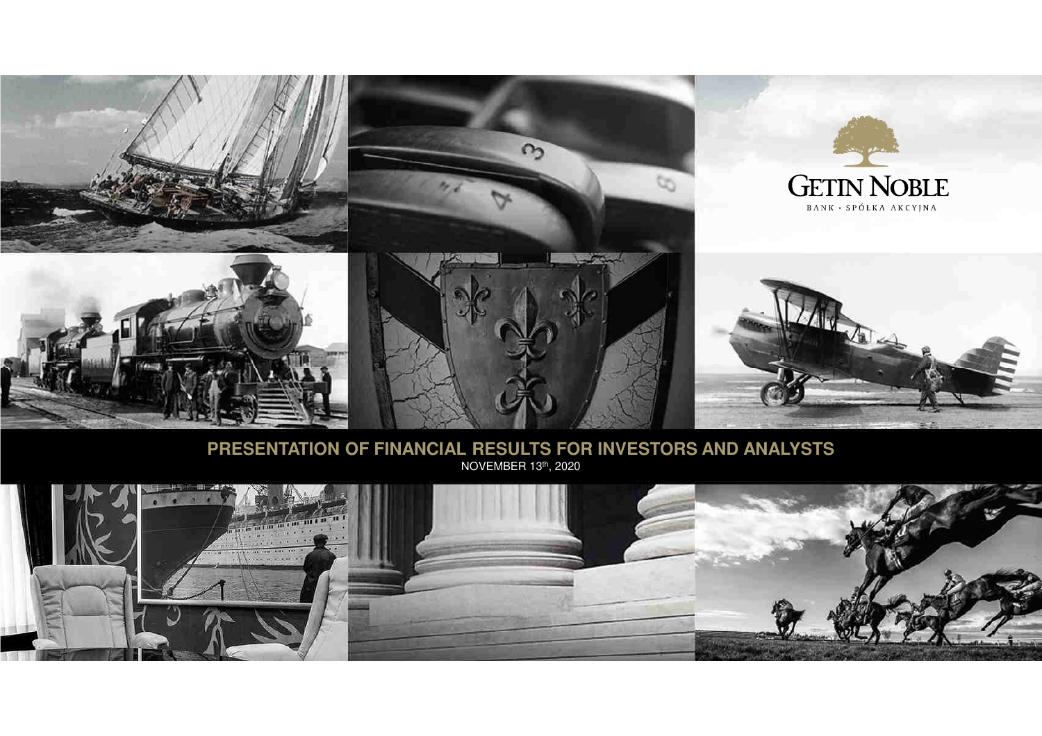GETIN NOBLE

BANK · SPÓŁKA AKCYJNA

# PRESENTATION OF FINANCIAL RESULTS FOR INVESTORS AND ANALYSTS

NOVEMBER 13th, 2020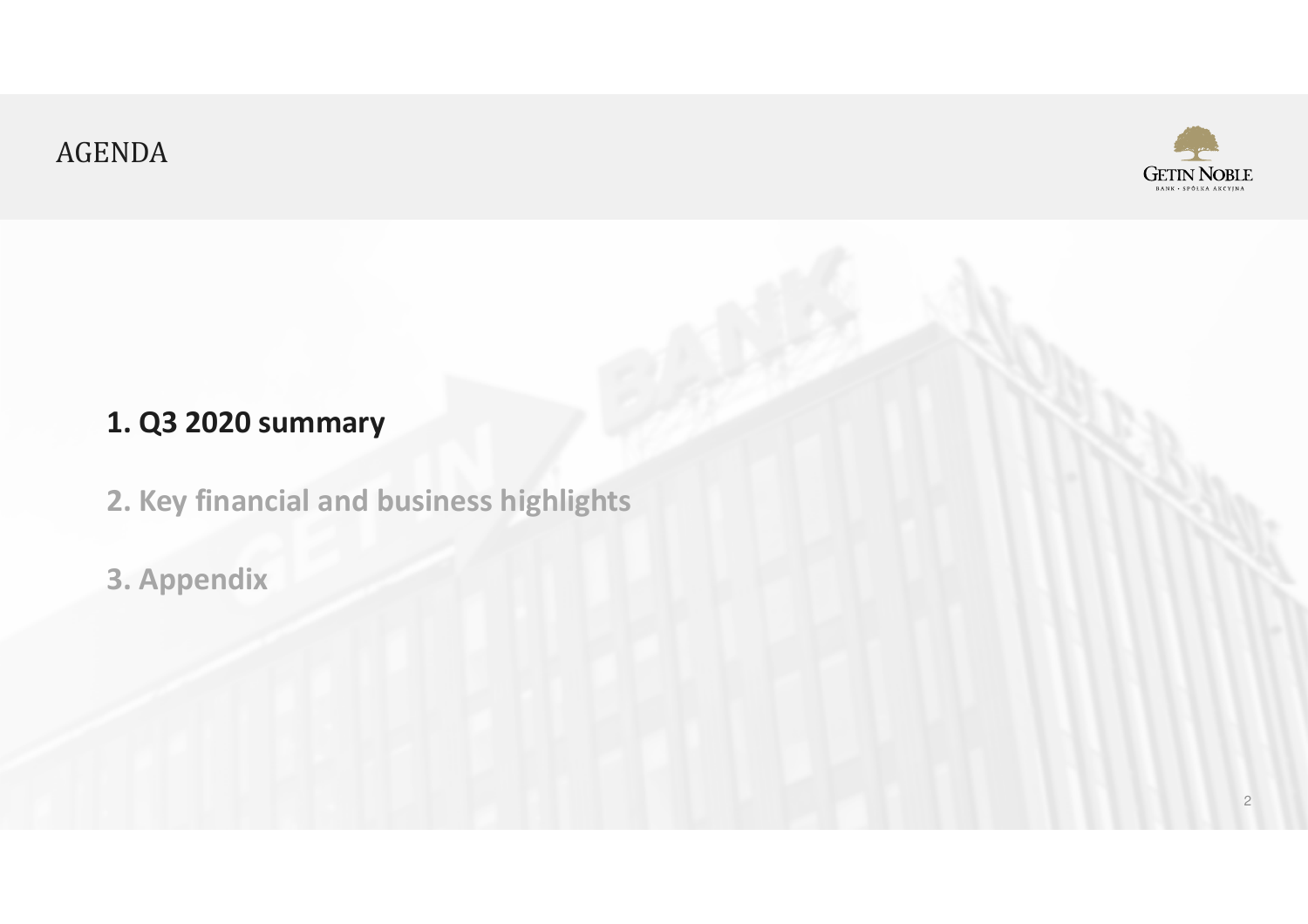# AGENDA

**1. Q3 2020 summary**

**2. Key financial and business highlights**

**3. Appendix**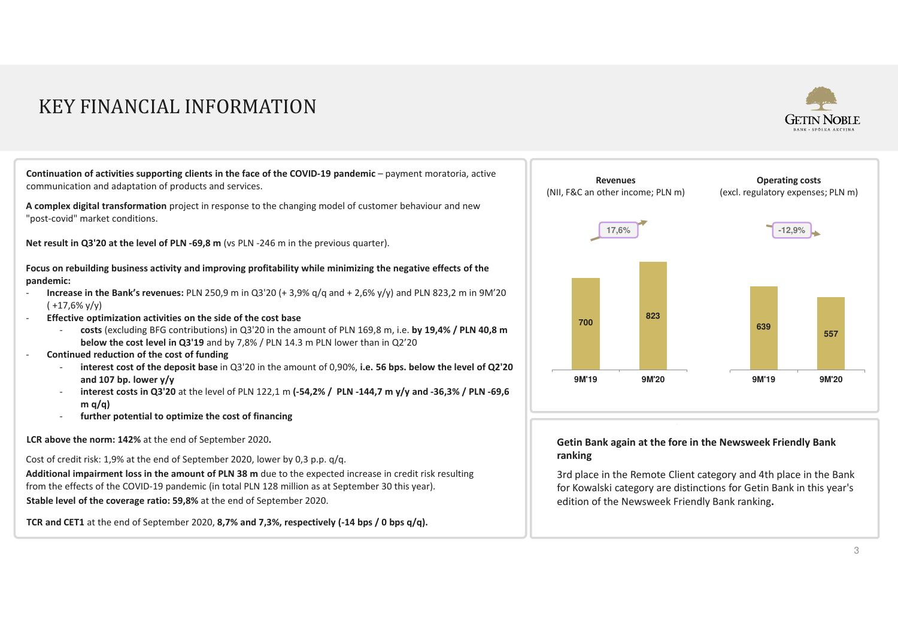# KEY FINANCIAL INFORMATION

**Continuation of activities supporting clients in the face of the COVID-19 pandemic** – payment moratoria, active communication and adaptation of products and services.

**A complex digital transformation** project in response to the changing model of customer behaviour and new "post-covid" market conditions.

**Net result in Q3'20 at the level of PLN -69,8 m** (vs PLN -246 m in the previous quarter).

**Focus on rebuilding business activity and improving profitability while minimizing the negative effects of the pandemic:**

- **Increase in the Bank's revenues:** PLN 250,9 m in Q3'20 (+ 3,9% q/q and + 2,6% y/y) and PLN 823,2 m in 9M'20 ( +17,6% y/y)
- **Effective optimization activities on the side of the cost base**
  - **costs** (excluding BFG contributions) in Q3'20 in the amount of PLN 169,8 m, i.e. **by 19,4% / PLN 40,8 m below the cost level in Q3'19** and by 7,8% / PLN 14.3 m PLN lower than in Q2'20
- **Continued reduction of the cost of funding**
  - **interest cost of the deposit base** in Q3'20 in the amount of 0,90%, **i.e. 56 bps. below the level of Q2'20 and 107 bp. lower y/y**
  - **interest costs in Q3'20** at the level of PLN 122,1 m **(-54,2% / PLN -144,7 m y/y and -36,3% / PLN -69,6 m q/q)**
  - **further potential to optimize the cost of financing**

**LCR above the norm: 142%** at the end of September 2020**.**

Cost of credit risk: 1,9% at the end of September 2020, lower by 0,3 p.p. q/q.

**Additional impairment loss in the amount of PLN 38 m** due to the expected increase in credit risk resulting from the effects of the COVID-19 pandemic (in total PLN 128 million as at September 30 this year).

**Stable level of the coverage ratio: 59,8%** at the end of September 2020.

**TCR and CET1** at the end of September 2020, **8,7% and 7,3%, respectively (-14 bps / 0 bps q/q).**

**Revenues**
(NII, F&C an other income; PLN m)

17,6%

700
823

9M'19
9M'20

**Operating costs**
(excl. regulatory expenses; PLN m)

-12,9%

639
557

9M'19
9M'20

**Getin Bank again at the fore in the Newsweek Friendly Bank ranking**

3rd place in the Remote Client category and 4th place in the Bank for Kowalski category are distinctions for Getin Bank in this year's edition of the Newsweek Friendly Bank ranking**.**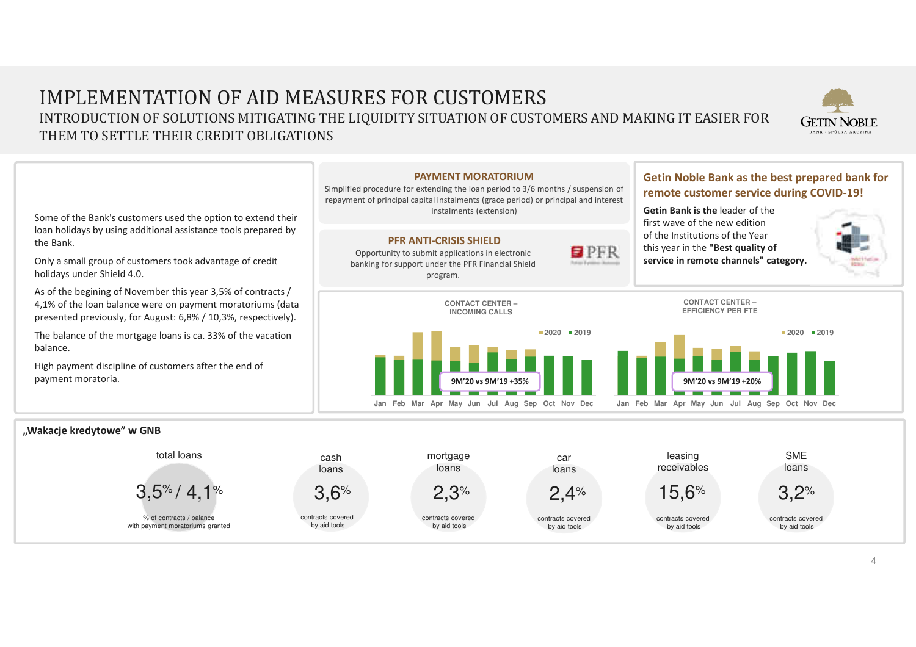# IMPLEMENTATION OF AID MEASURES FOR CUSTOMERS

## INTRODUCTION OF SOLUTIONS MITIGATING THE LIQUIDITY SITUATION OF CUSTOMERS AND MAKING IT EASIER FOR THEM TO SETTLE THEIR CREDIT OBLIGATIONS

Some of the Bank's customers used the option to extend their loan holidays by using additional assistance tools prepared by the Bank.

Only a small group of customers took advantage of credit holidays under Shield 4.0.

As of the begining of November this year 3,5% of contracts / 4,1% of the loan balance were on payment moratoriums (data presented previously, for August: 6,8% / 10,3%, respectively).

The balance of the mortgage loans is ca. 33% of the vacation balance.

High payment discipline of customers after the end of payment moratoria.

### PAYMENT MORATORIUM

Simplified procedure for extending the loan period to 3/6 months / suspension of repayment of principal capital instalments (grace period) or principal and interest instalments (extension)

### PFR ANTI-CRISIS SHIELD

Opportunity to submit applications in electronic banking for support under the PFR Financial Shield program.

### Getin Noble Bank as the best prepared bank for remote customer service during COVID-19!

**Getin Bank is the** leader of the first wave of the new edition of the Institutions of the Year this year in the **"Best quality of service in remote channels" category.**

CONTACT CENTER – INCOMING CALLS

2020 2019

9M'20 vs 9M'19 +35%

Jan Feb Mar Apr May Jun Jul Aug Sep Oct Nov Dec

CONTACT CENTER – EFFICIENCY PER FTE

2020 2019

9M'20 vs 9M'19 +20%

Jan Feb Mar Apr May Jun Jul Aug Sep Oct Nov Dec

### „Wakacje kredytowe" w GNB

| total loans | cash loans | mortgage loans | car loans | leasing receivables | SME loans |
|---|---|---|---|---|---|
| 3,5% / 4,1% | 3,6% | 2,3% | 2,4% | 15,6% | 3,2% |
| % of contracts / balance with payment moratoriums granted | contracts covered by aid tools | contracts covered by aid tools | contracts covered by aid tools | contracts covered by aid tools | contracts covered by aid tools |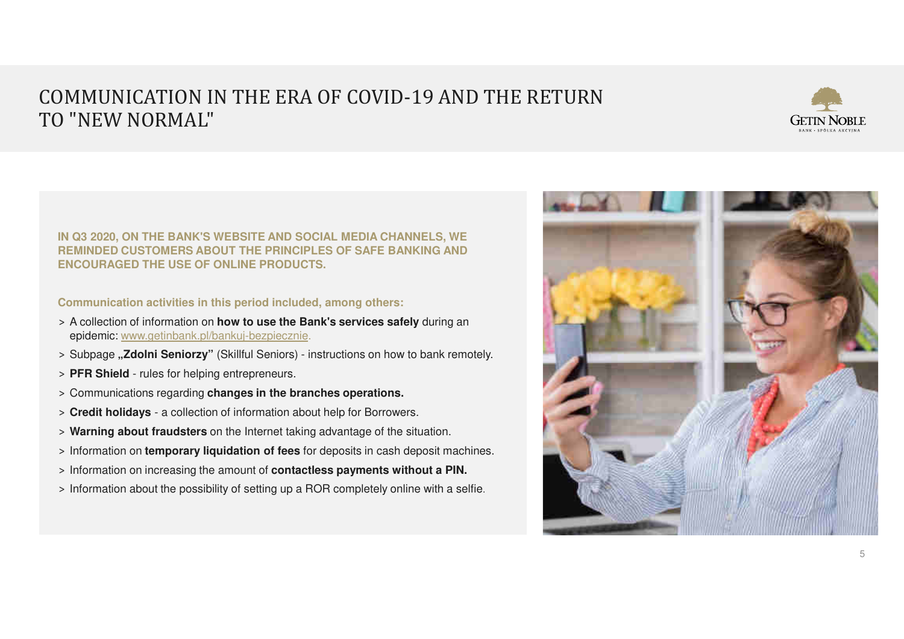# COMMUNICATION IN THE ERA OF COVID-19 AND THE RETURN TO "NEW NORMAL"

**IN Q3 2020, ON THE BANK'S WEBSITE AND SOCIAL MEDIA CHANNELS, WE REMINDED CUSTOMERS ABOUT THE PRINCIPLES OF SAFE BANKING AND ENCOURAGED THE USE OF ONLINE PRODUCTS.**

**Communication activities in this period included, among others:**

> A collection of information on **how to use the Bank's services safely** during an epidemic: www.getinbank.pl/bankuj-bezpiecznie.

> Subpage **„Zdolni Seniorzy"** (Skillful Seniors) - instructions on how to bank remotely.

> **PFR Shield** - rules for helping entrepreneurs.

> Communications regarding **changes in the branches operations.**

> **Credit holidays** - a collection of information about help for Borrowers.

> **Warning about fraudsters** on the Internet taking advantage of the situation.

> Information on **temporary liquidation of fees** for deposits in cash deposit machines.

> Information on increasing the amount of **contactless payments without a PIN.**

> Information about the possibility of setting up a ROR completely online with a selfie.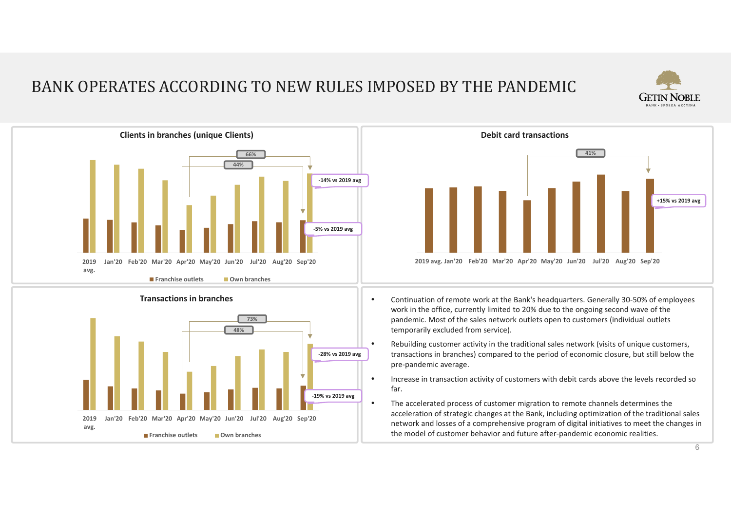# BANK OPERATES ACCORDING TO NEW RULES IMPOSED BY THE PANDEMIC

## Clients in branches (unique Clients)

- 66% (Apr'20 → Sep'20, Own branches)
- 44% (Apr'20 → Sep'20, Franchise outlets)
- -14% vs 2019 avg
- -5% vs 2019 avg

2019 avg. | Jan'20 | Feb'20 | Mar'20 | Apr'20 | May'20 | Jun'20 | Jul'20 | Aug'20 | Sep'20

Franchise outlets | Own branches

## Debit card transactions

- 41% (Apr'20 → Sep'20)
- +15% vs 2019 avg

2019 avg. | Jan'20 | Feb'20 | Mar'20 | Apr'20 | May'20 | Jun'20 | Jul'20 | Aug'20 | Sep'20

## Transactions in branches

- 73% (Apr'20 → Sep'20, Own branches)
- 48% (Apr'20 → Sep'20, Franchise outlets)
- -28% vs 2019 avg
- -19% vs 2019 avg

2019 avg. | Jan'20 | Feb'20 | Mar'20 | Apr'20 | May'20 | Jun'20 | Jul'20 | Aug'20 | Sep'20

Franchise outlets | Own branches

- Continuation of remote work at the Bank's headquarters. Generally 30-50% of employees work in the office, currently limited to 20% due to the ongoing second wave of the pandemic. Most of the sales network outlets open to customers (individual outlets temporarily excluded from service).
- Rebuilding customer activity in the traditional sales network (visits of unique customers, transactions in branches) compared to the period of economic closure, but still below the pre-pandemic average.
- Increase in transaction activity of customers with debit cards above the levels recorded so far.
- The accelerated process of customer migration to remote channels determines the acceleration of strategic changes at the Bank, including optimization of the traditional sales network and losses of a comprehensive program of digital initiatives to meet the changes in the model of customer behavior and future after-pandemic economic realities.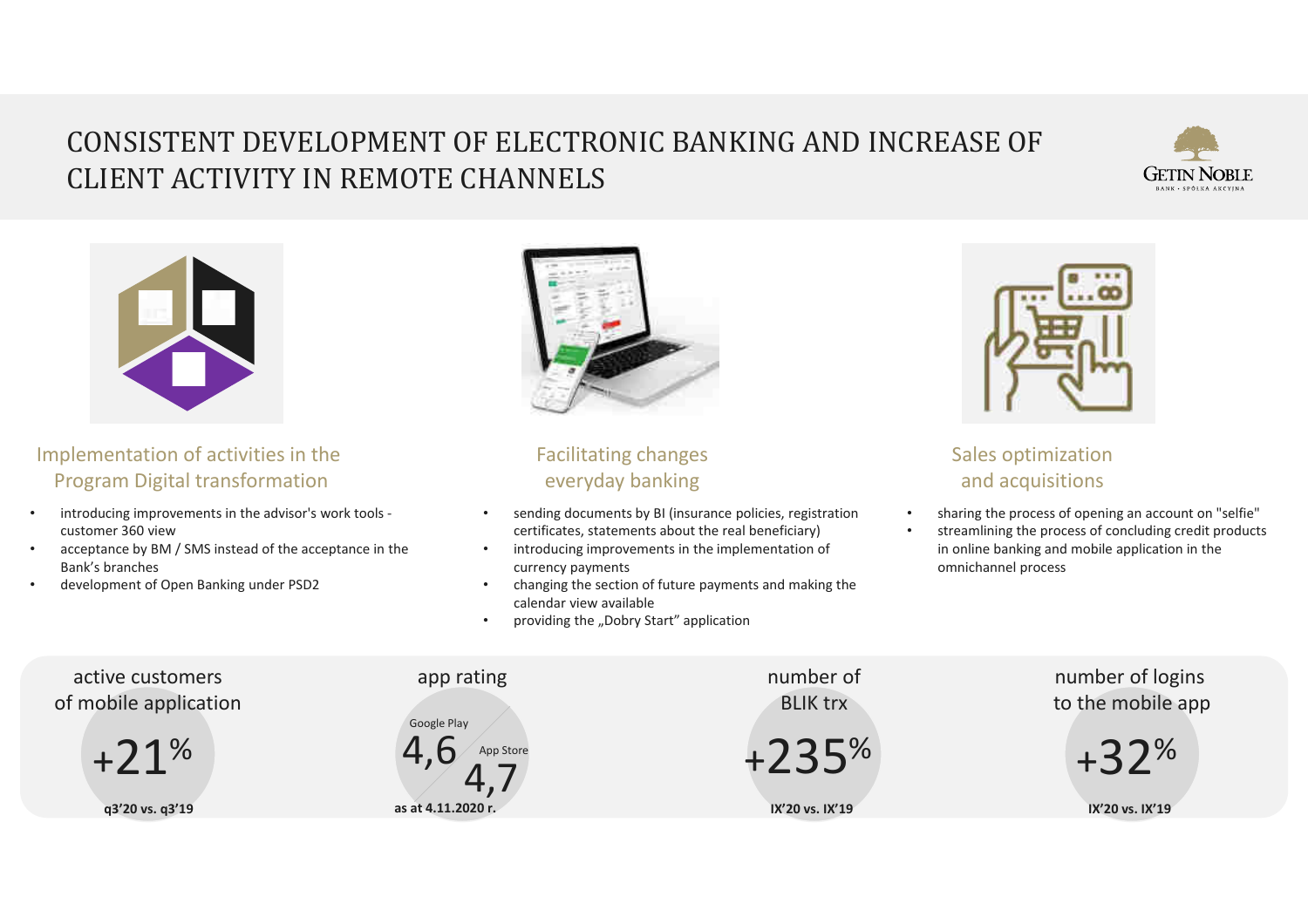# CONSISTENT DEVELOPMENT OF ELECTRONIC BANKING AND INCREASE OF CLIENT ACTIVITY IN REMOTE CHANNELS

## Implementation of activities in the Program Digital transformation

- introducing improvements in the advisor's work tools - customer 360 view
- acceptance by BM / SMS instead of the acceptance in the Bank's branches
- development of Open Banking under PSD2

## Facilitating changes everyday banking

- sending documents by BI (insurance policies, registration certificates, statements about the real beneficiary)
- introducing improvements in the implementation of currency payments
- changing the section of future payments and making the calendar view available
- providing the „Dobry Start" application

## Sales optimization and acquisitions

- sharing the process of opening an account on "selfie"
- streamlining the process of concluding credit products in online banking and mobile application in the omnichannel process

active customers of mobile application

+21%

**q3'20 vs. q3'19**

app rating

Google Play 4,6

App Store 4,7

**as at 4.11.2020 r.**

number of BLIK trx

+235%

**IX'20 vs. IX'19**

number of logins to the mobile app

+32%

**IX'20 vs. IX'19**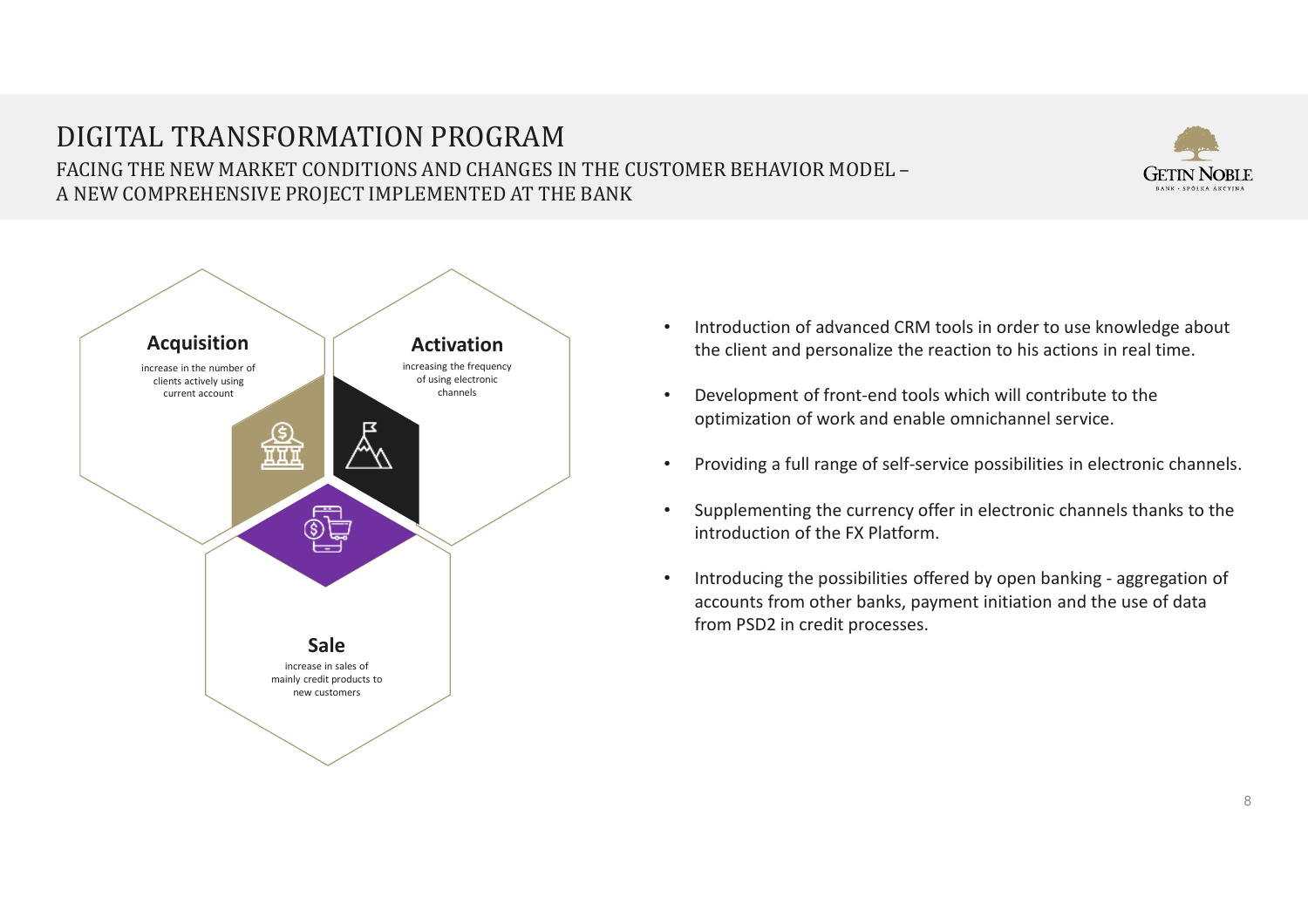# DIGITAL TRANSFORMATION PROGRAM

## FACING THE NEW MARKET CONDITIONS AND CHANGES IN THE CUSTOMER BEHAVIOR MODEL – A NEW COMPREHENSIVE PROJECT IMPLEMENTED AT THE BANK

**Acquisition**
increase in the number of clients actively using current account

**Activation**
increasing the frequency of using electronic channels

**Sale**
increase in sales of mainly credit products to new customers

- Introduction of advanced CRM tools in order to use knowledge about the client and personalize the reaction to his actions in real time.
- Development of front-end tools which will contribute to the optimization of work and enable omnichannel service.
- Providing a full range of self-service possibilities in electronic channels.
- Supplementing the currency offer in electronic channels thanks to the introduction of the FX Platform.
- Introducing the possibilities offered by open banking - aggregation of accounts from other banks, payment initiation and the use of data from PSD2 in credit processes.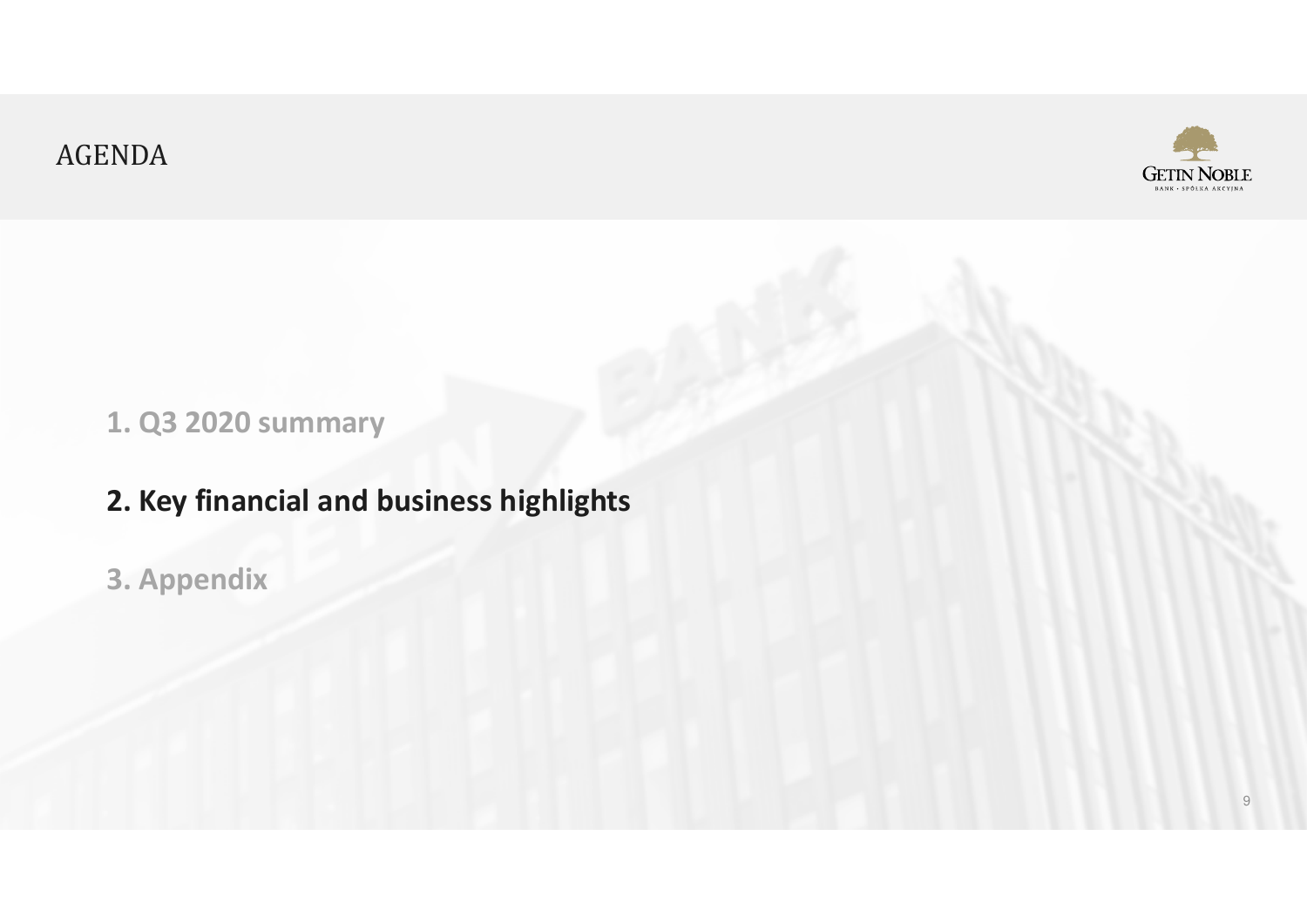# AGENDA

1. Q3 2020 summary

**2. Key financial and business highlights**

3. Appendix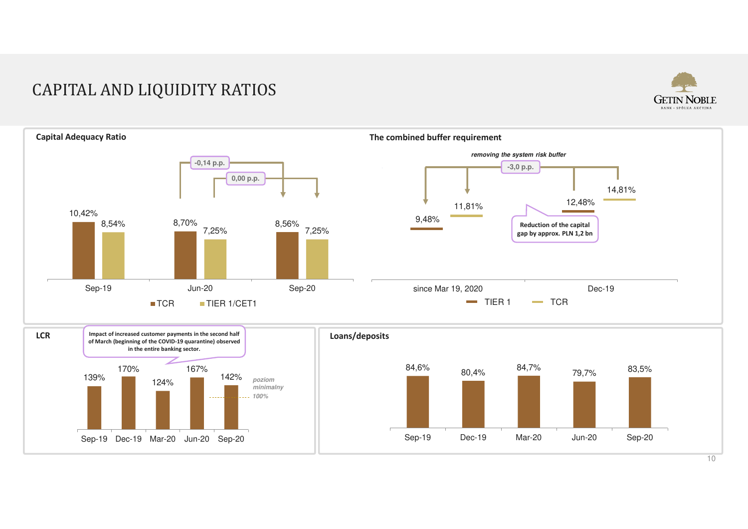# CAPITAL AND LIQUIDITY RATIOS

## Capital Adequacy Ratio

-0,14 p.p.
0,00 p.p.

10,42%
8,54%
8,70%
7,25%
8,56%
7,25%

Sep-19
Jun-20
Sep-20

TCR
TIER 1/CET1

## The combined buffer requirement

*removing the system risk buffer*

-3,0 p.p.

9,48%
11,81%
12,48%
14,81%

**Reduction of the capital gap by approx. PLN 1,2 bn**

since Mar 19, 2020
Dec-19

TIER 1
TCR

## LCR

**Impact of increased customer payments in the second half of March (beginning of the COVID-19 quarantine) observed in the entire banking sector.**

139%
170%
124%
167%
142%

*poziom minimalny 100%*

Sep-19
Dec-19
Mar-20
Jun-20
Sep-20

## Loans/deposits

84,6%
80,4%
84,7%
79,7%
83,5%

Sep-19
Dec-19
Mar-20
Jun-20
Sep-20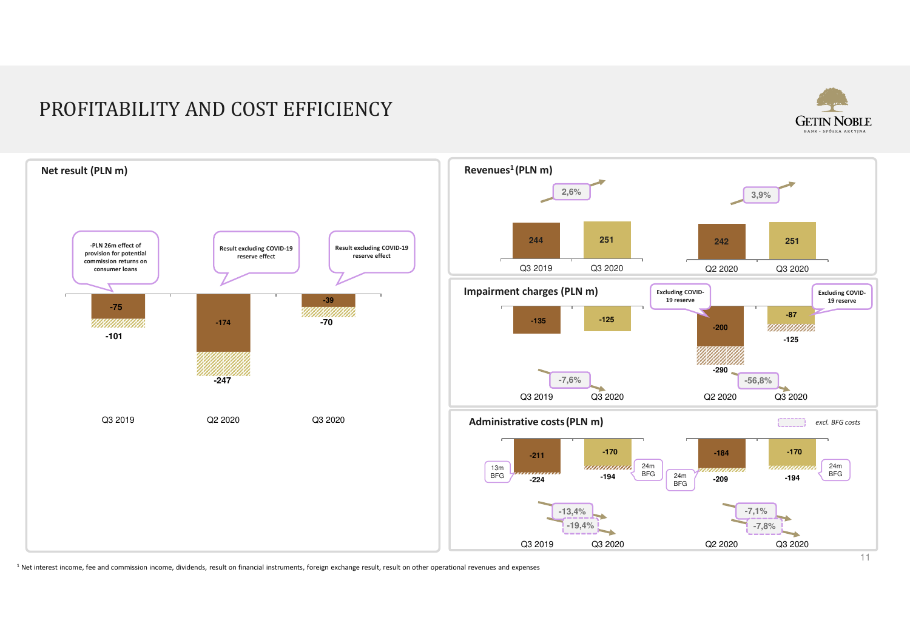# PROFITABILITY AND COST EFFICIENCY

GETIN NOBLE BANK • SPÓŁKA AKCYJNA

## Net result (PLN m)

-PLN 26m effect of provision for potential commission returns on consumer loans

Result excluding COVID-19 reserve effect

Result excluding COVID-19 reserve effect

-75
-101
-174
-247
-39
-70

Q3 2019
Q2 2020
Q3 2020

## Revenues[1] (PLN m)

2,6%
244
251
Q3 2019
Q3 2020

3,9%
242
251
Q2 2020
Q3 2020

## Impairment charges (PLN m)

Excluding COVID-19 reserve

Excluding COVID-19 reserve

-135
-125
-7,6%
Q3 2019
Q3 2020

-200
-290
-87
-125
-56,8%
Q2 2020
Q3 2020

## Administrative costs (PLN m)

*excl. BFG costs*

-211
-224
13m BFG
-170
-194
24m BFG
-13,4%
-19,4%
Q3 2019
Q3 2020

-184
-209
24m BFG
-170
-194
24m BFG
-7,1%
-7,8%
Q2 2020
Q3 2020

[1] Net interest income, fee and commission income, dividends, result on financial instruments, foreign exchange result, result on other operational revenues and expenses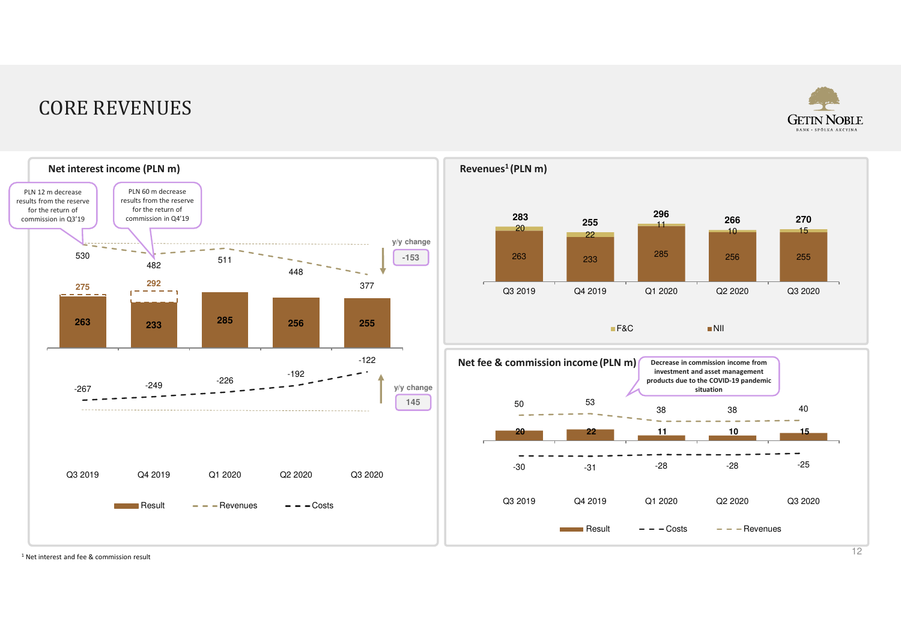# CORE REVENUES

## Net interest income (PLN m)

PLN 12 m decrease results from the reserve for the return of commission in Q3'19

PLN 60 m decrease results from the reserve for the return of commission in Q4'19

530
482
511
448
377

y/y change
-153

275
292

263
233
285
256
255

-267
-249
-226
-192
-122

y/y change
145

Q3 2019
Q4 2019
Q1 2020
Q2 2020
Q3 2020

Result
Revenues
Costs

## Revenues[1] (PLN m)

283
255
296
266
270

20
22
11
10
15

263
233
285
256
255

Q3 2019
Q4 2019
Q1 2020
Q2 2020
Q3 2020

F&C
NII

## Net fee & commission income (PLN m)

Decrease in commission income from investment and asset management products due to the COVID-19 pandemic situation

50
53
38
38
40

20
22
11
10
15

-30
-31
-28
-28
-25

Q3 2019
Q4 2019
Q1 2020
Q2 2020
Q3 2020

Result
Costs
Revenues

[1] Net interest and fee & commission result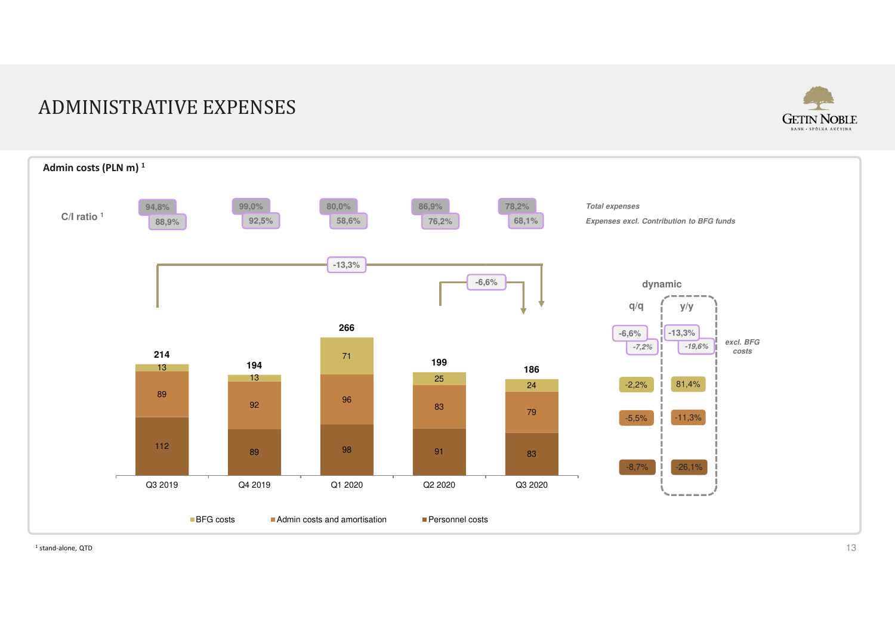# ADMINISTRATIVE EXPENSES

**Admin costs (PLN m)** [1]

C/I ratio [1]

94,8%
88,9%
99,0%
92,5%
80,0%
58,6%
86,9%
76,2%
78,2%
68,1%

*Total expenses*
*Expenses excl. Contribution to BFG funds*

-13,3%
-6,6%

214
13
89
112
Q3 2019

194
13
92
89
Q4 2019

266
71
96
98
Q1 2020

199
25
83
91
Q2 2020

186
24
79
83
Q3 2020

BFG costs
Admin costs and amortisation
Personnel costs

dynamic

q/q
-6,6%
*-7,2%*
-2,2%
-5,5%
-8,7%

y/y
-13,3%
*-19,6%*
81,4%
-11,3%
-26,1%

*excl. BFG costs*

[1] stand-alone, QTD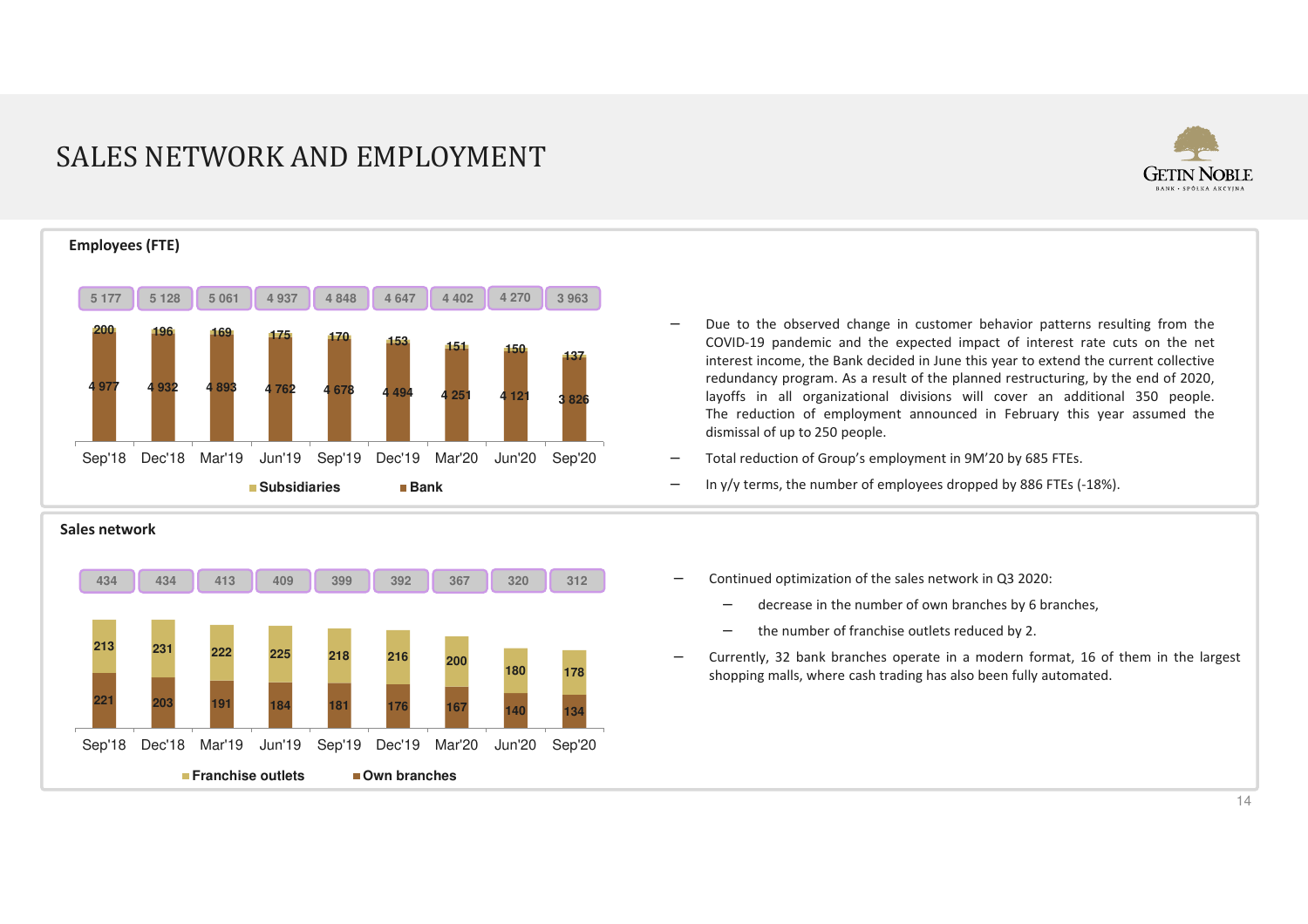# SALES NETWORK AND EMPLOYMENT

GETIN NOBLE BANK • SPÓŁKA AKCYJNA

**Employees (FTE)**

5 177 | 5 128 | 5 061 | 4 937 | 4 848 | 4 647 | 4 402 | 4 270 | 3 963

200 | 196 | 169 | 175 | 170 | 153 | 151 | 150 | 137

4 977 | 4 932 | 4 893 | 4 762 | 4 678 | 4 494 | 4 251 | 4 121 | 3 826

Sep'18 | Dec'18 | Mar'19 | Jun'19 | Sep'19 | Dec'19 | Mar'20 | Jun'20 | Sep'20

Subsidiaries | Bank

- Due to the observed change in customer behavior patterns resulting from the COVID-19 pandemic and the expected impact of interest rate cuts on the net interest income, the Bank decided in June this year to extend the current collective redundancy program. As a result of the planned restructuring, by the end of 2020, layoffs in all organizational divisions will cover an additional 350 people. The reduction of employment announced in February this year assumed the dismissal of up to 250 people.
- Total reduction of Group's employment in 9M'20 by 685 FTEs.
- In y/y terms, the number of employees dropped by 886 FTEs (-18%).

**Sales network**

434 | 434 | 413 | 409 | 399 | 392 | 367 | 320 | 312

213 | 231 | 222 | 225 | 218 | 216 | 200 | 180 | 178

221 | 203 | 191 | 184 | 181 | 176 | 167 | 140 | 134

Sep'18 | Dec'18 | Mar'19 | Jun'19 | Sep'19 | Dec'19 | Mar'20 | Jun'20 | Sep'20

Franchise outlets | Own branches

- Continued optimization of the sales network in Q3 2020:
  - decrease in the number of own branches by 6 branches,
  - the number of franchise outlets reduced by 2.
- Currently, 32 bank branches operate in a modern format, 16 of them in the largest shopping malls, where cash trading has also been fully automated.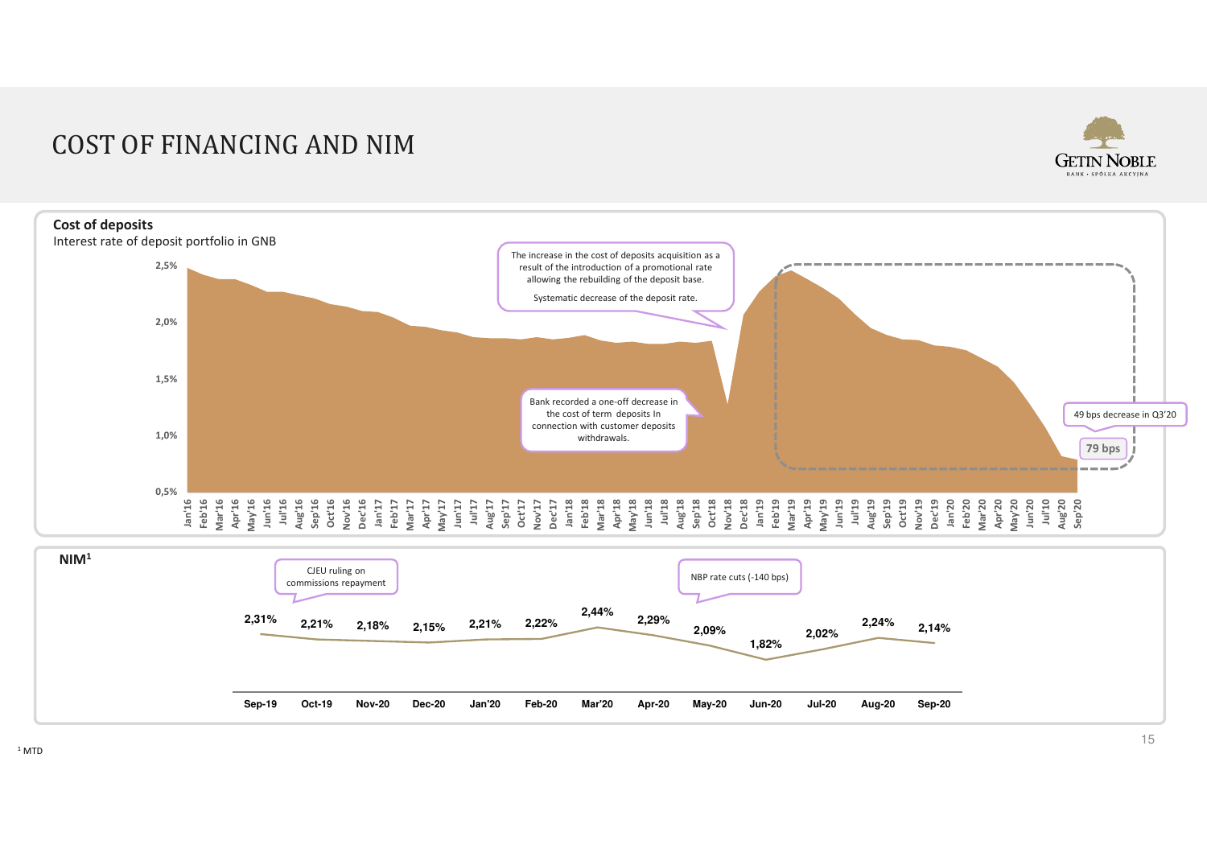# COST OF FINANCING AND NIM

**Cost of deposits**

Interest rate of deposit portfolio in GNB

2,5%
2,0%
1,5%
1,0%
0,5%

Jan'16 Feb'16 Mar'16 Apr'16 May'16 Jun'16 Jul'16 Aug'16 Sep'16 Oct'16 Nov'16 Dec'16 Jan'17 Feb'17 Mar'17 Apr'17 May'17 Jun'17 Jul'17 Aug'17 Sep'17 Oct'17 Nov'17 Dec'17 Jan'18 Feb'18 Mar'18 Apr'18 May'18 Jun'18 Jul'18 Aug'18 Sep'18 Oct'18 Nov'18 Dec'18 Jan'19 Feb'19 Mar'19 Apr'19 May'19 Jun'19 Jul'19 Aug'19 Sep'19 Oct'19 Nov'19 Dec'19 Jan'20 Feb'20 Mar'20 Apr'20 May'20 Jun'20 Jul'10 Aug'20 Sep'20

The increase in the cost of deposits acquisition as a result of the introduction of a promotional rate allowing the rebuilding of the deposit base.

Systematic decrease of the deposit rate.

Bank recorded a one-off decrease in the cost of term deposits In connection with customer deposits withdrawals.

49 bps decrease in Q3'20

79 bps

**NIM[1]**

CJEU ruling on commissions repayment

NBP rate cuts (-140 bps)

2,31% 2,21% 2,18% 2,15% 2,21% 2,22% 2,44% 2,29% 2,09% 1,82% 2,02% 2,24% 2,14%

Sep-19 Oct-19 Nov-20 Dec-20 Jan'20 Feb-20 Mar'20 Apr-20 May-20 Jun-20 Jul-20 Aug-20 Sep-20

[1] MTD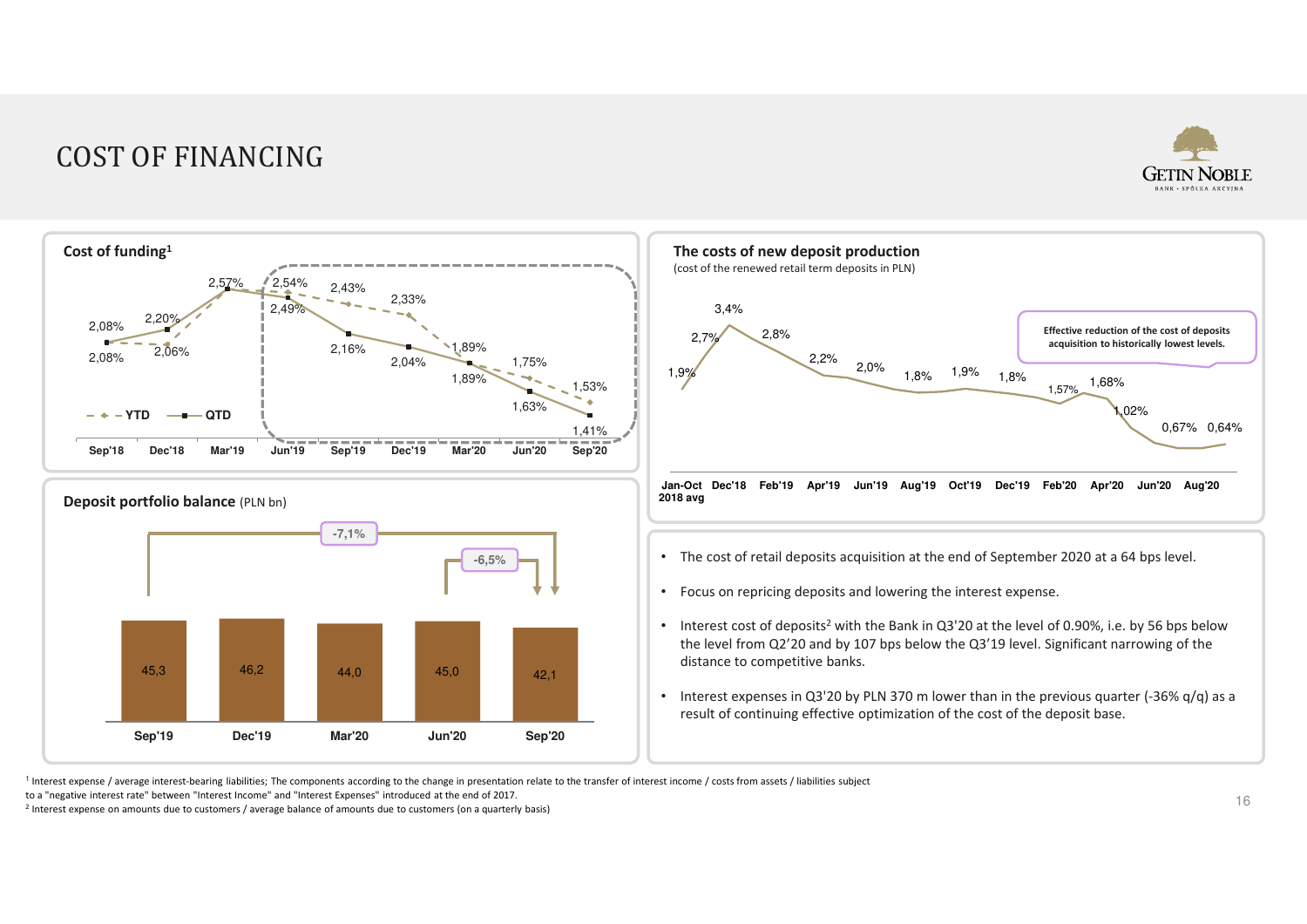# COST OF FINANCING

## Cost of funding[1]

2,08%
2,20%
2,57%
2,54%
2,43%
2,33%
2,49%
2,08%
2,06%
2,16%
2,04%
1,89%
1,89%
1,75%
1,53%
1,63%
1,41%

YTD
QTD

Sep'18
Dec'18
Mar'19
Jun'19
Sep'19
Dec'19
Mar'20
Jun'20
Sep'20

## The costs of new deposit production

(cost of the renewed retail term deposits in PLN)

1,9%
2,7%
3,4%
2,8%
2,2%
2,0%
1,8%
1,9%
1,8%
1,57%
1,68%
1,02%
0,67%
0,64%

Effective reduction of the cost of deposits acquisition to historically lowest levels.

Jan-Oct 2018 avg
Dec'18
Feb'19
Apr'19
Jun'19
Aug'19
Oct'19
Dec'19
Feb'20
Apr'20
Jun'20
Aug'20

## Deposit portfolio balance (PLN bn)

-7,1%
-6,5%

45,3
46,2
44,0
45,0
42,1

Sep'19
Dec'19
Mar'20
Jun'20
Sep'20

- The cost of retail deposits acquisition at the end of September 2020 at a 64 bps level.
- Focus on repricing deposits and lowering the interest expense.
- Interest cost of deposits[2] with the Bank in Q3'20 at the level of 0.90%, i.e. by 56 bps below the level from Q2'20 and by 107 bps below the Q3'19 level. Significant narrowing of the distance to competitive banks.
- Interest expenses in Q3'20 by PLN 370 m lower than in the previous quarter (-36% q/q) as a result of continuing effective optimization of the cost of the deposit base.

[1] Interest expense / average interest-bearing liabilities; The components according to the change in presentation relate to the transfer of interest income / costs from assets / liabilities subject to a "negative interest rate" between "Interest Income" and "Interest Expenses" introduced at the end of 2017.
[2] Interest expense on amounts due to customers / average balance of amounts due to customers (on a quarterly basis)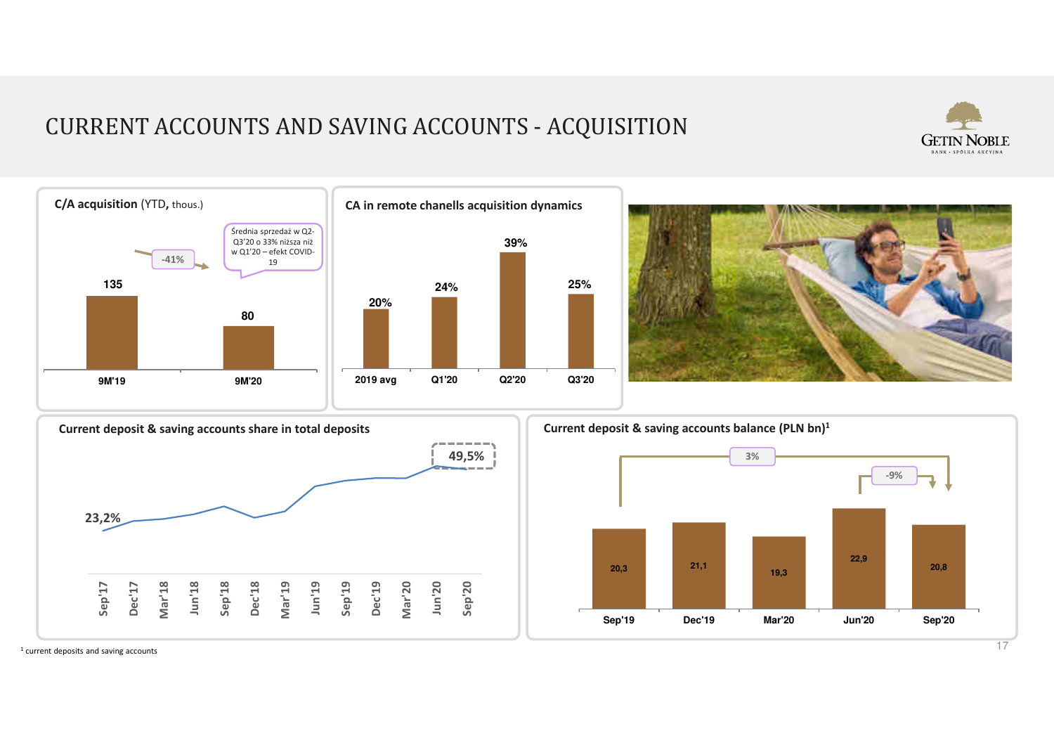# CURRENT ACCOUNTS AND SAVING ACCOUNTS - ACQUISITION

**C/A acquisition** (YTD, thous.)

Średnia sprzedaż w Q2-Q3'20 o 33% niższa niż w Q1'20 – efekt COVID-19

-41%

135

80

9M'19

9M'20

**CA in remote chanells acquisition dynamics**

20%

24%

39%

25%

2019 avg

Q1'20

Q2'20

Q3'20

**Current deposit & saving accounts share in total deposits**

23,2%

49,5%

Sep'17

Dec'17

Mar'18

Jun'18

Sep'18

Dec'18

Mar'19

Jun'19

Sep'19

Dec'19

Mar'20

Jun'20

Sep'20

**Current deposit & saving accounts balance (PLN bn)**[1]

3%

-9%

20,3

21,1

19,3

22,9

20,8

Sep'19

Dec'19

Mar'20

Jun'20

Sep'20

[1] current deposits and saving accounts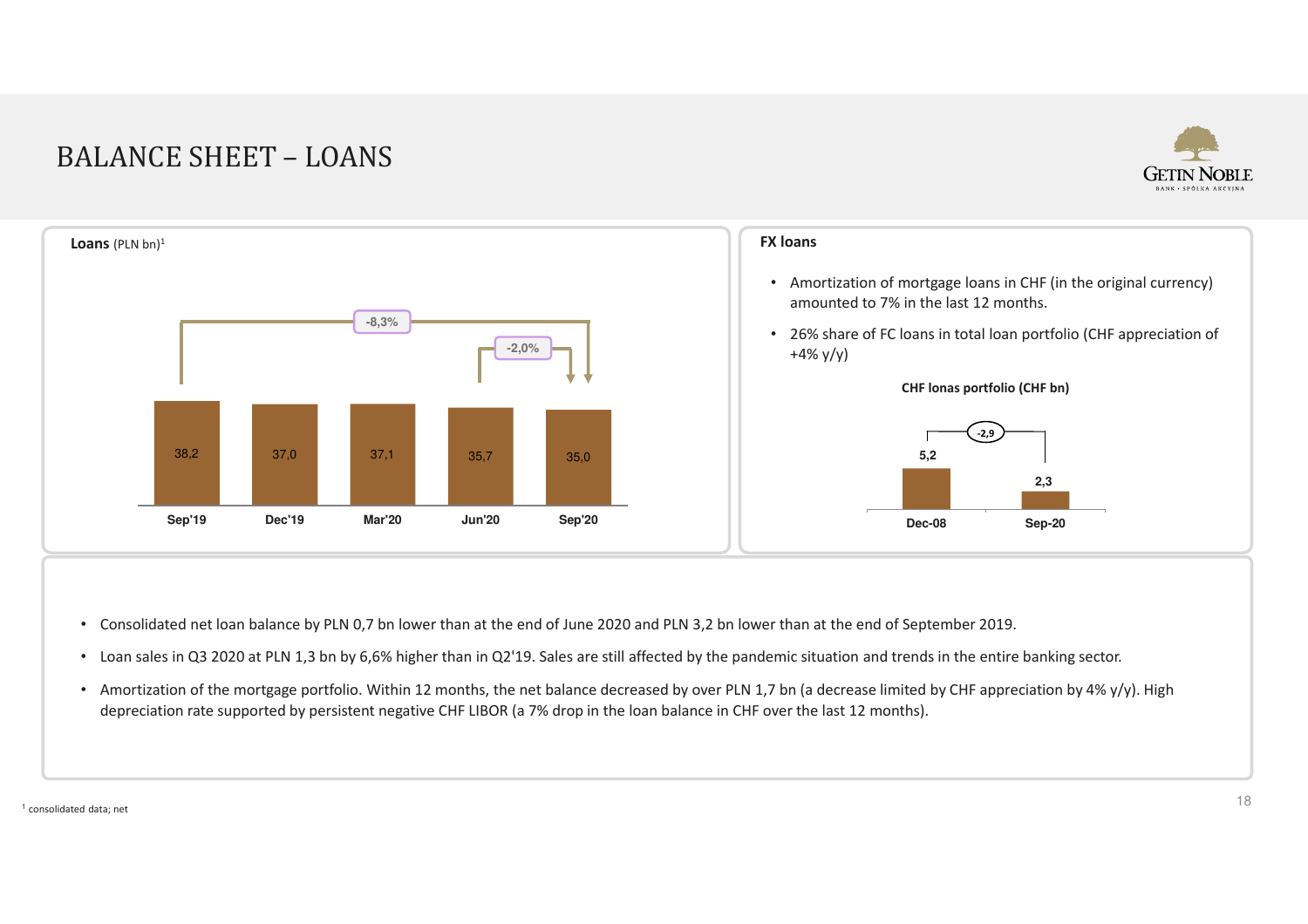# BALANCE SHEET – LOANS

**Loans** (PLN bn)[1]

| Sep'19 | Dec'19 | Mar'20 | Jun'20 | Sep'20 |
|---|---|---|---|---|
| 38,2 | 37,0 | 37,1 | 35,7 | 35,0 |

Sep'19 → Sep'20: -8,3%; Jun'20 → Sep'20: -2,0%

**FX loans**

- Amortization of mortgage loans in CHF (in the original currency) amounted to 7% in the last 12 months.
- 26% share of FC loans in total loan portfolio (CHF appreciation of +4% y/y)

**CHF lonas portfolio (CHF bn)**

| Dec-08 | Sep-20 |
|---|---|
| 5,2 | 2,3 |

Change: -2,9

- Consolidated net loan balance by PLN 0,7 bn lower than at the end of June 2020 and PLN 3,2 bn lower than at the end of September 2019.
- Loan sales in Q3 2020 at PLN 1,3 bn by 6,6% higher than in Q2'19. Sales are still affected by the pandemic situation and trends in the entire banking sector.
- Amortization of the mortgage portfolio. Within 12 months, the net balance decreased by over PLN 1,7 bn (a decrease limited by CHF appreciation by 4% y/y). High depreciation rate supported by persistent negative CHF LIBOR (a 7% drop in the loan balance in CHF over the last 12 months).

[1] consolidated data; net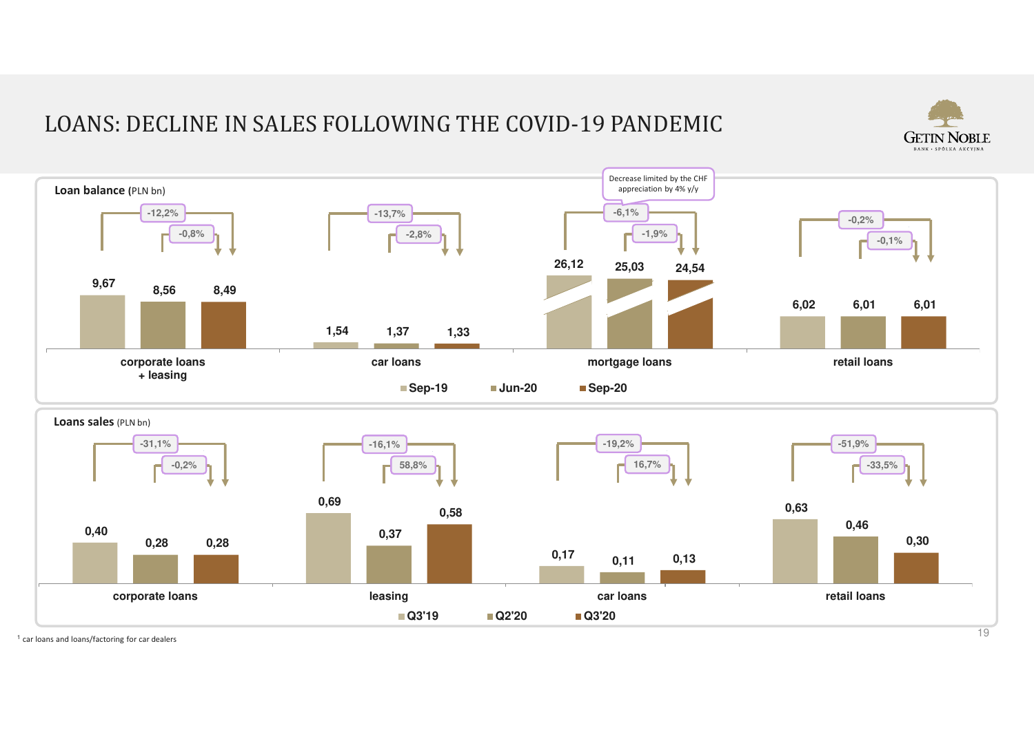# LOANS: DECLINE IN SALES FOLLOWING THE COVID-19 PANDEMIC

**Loan balance** (PLN bn)

Decrease limited by the CHF appreciation by 4% y/y

corporate loans + leasing
-12,2%
-0,8%
9,67
8,56
8,49

car loans
-13,7%
-2,8%
1,54
1,37
1,33

mortgage loans
-6,1%
-1,9%
26,12
25,03
24,54

retail loans
-0,2%
-0,1%
6,02
6,01
6,01

Sep-19 Jun-20 Sep-20

**Loans sales** (PLN bn)

corporate loans
-31,1%
-0,2%
0,40
0,28
0,28

leasing
-16,1%
58,8%
0,69
0,37
0,58

car loans
-19,2%
16,7%
0,17
0,11
0,13

retail loans
-51,9%
-33,5%
0,63
0,46
0,30

Q3'19 Q2'20 Q3'20

[1] car loans and loans/factoring for car dealers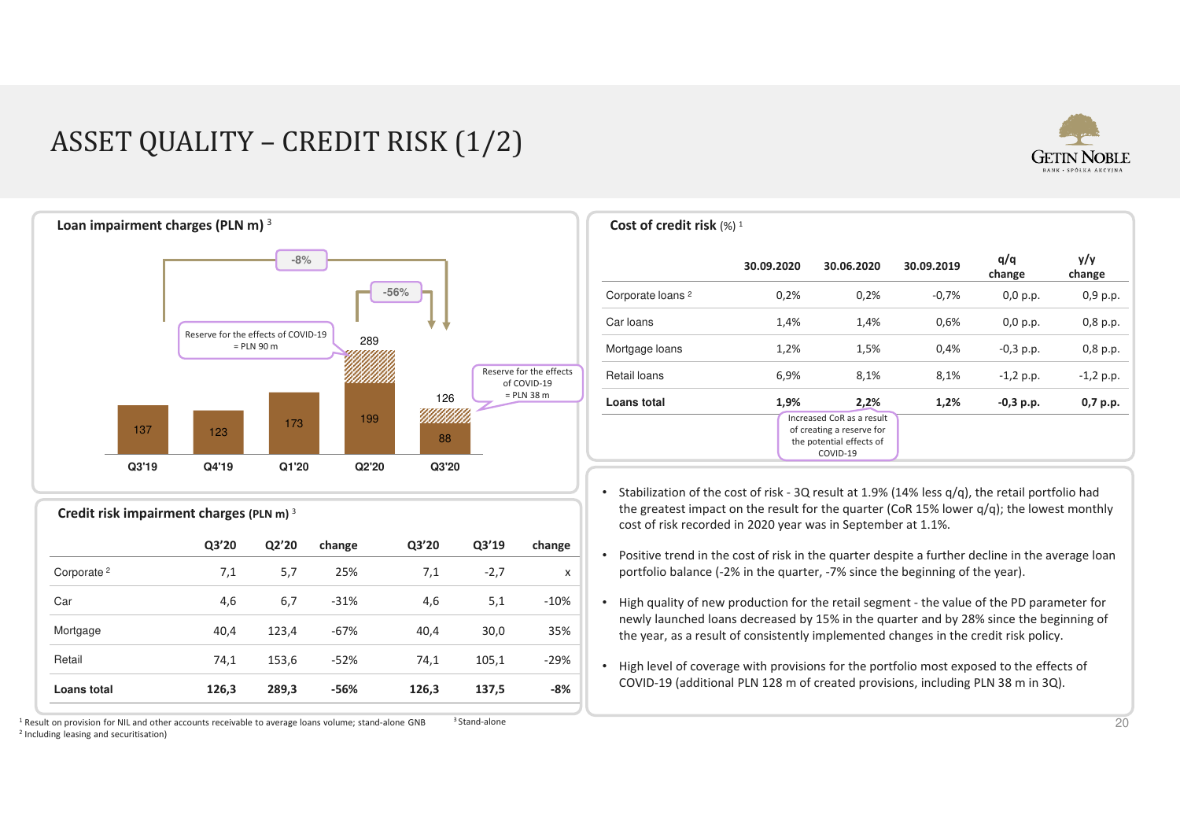# ASSET QUALITY – CREDIT RISK (1/2)

## Loan impairment charges (PLN m) [3]

-8%

-56%

Reserve for the effects of COVID-19 = PLN 90 m

Reserve for the effects of COVID-19 = PLN 38 m

137
Q3'19

123
Q4'19

173
Q1'20

289
199
Q2'20

126
88
Q3'20

## Cost of credit risk (%) [1]

| | 30.09.2020 | 30.06.2020 | 30.09.2019 | q/q change | y/y change |
|---|---|---|---|---|---|
| Corporate loans [2] | 0,2% | 0,2% | -0,7% | 0,0 p.p. | 0,9 p.p. |
| Car loans | 1,4% | 1,4% | 0,6% | 0,0 p.p. | 0,8 p.p. |
| Mortgage loans | 1,2% | 1,5% | 0,4% | -0,3 p.p. | 0,8 p.p. |
| Retail loans | 6,9% | 8,1% | 8,1% | -1,2 p.p. | -1,2 p.p. |
| **Loans total** | **1,9%** | **2,2%** | **1,2%** | **-0,3 p.p.** | **0,7 p.p.** |

Increased CoR as a result of creating a reserve for the potential effects of COVID-19

## Credit risk impairment charges (PLN m) [3]

| | Q3'20 | Q2'20 | change | Q3'20 | Q3'19 | change |
|---|---|---|---|---|---|---|
| Corporate [2] | 7,1 | 5,7 | 25% | 7,1 | -2,7 | x |
| Car | 4,6 | 6,7 | -31% | 4,6 | 5,1 | -10% |
| Mortgage | 40,4 | 123,4 | -67% | 40,4 | 30,0 | 35% |
| Retail | 74,1 | 153,6 | -52% | 74,1 | 105,1 | -29% |
| **Loans total** | **126,3** | **289,3** | **-56%** | **126,3** | **137,5** | **-8%** |

- Stabilization of the cost of risk - 3Q result at 1.9% (14% less q/q), the retail portfolio had the greatest impact on the result for the quarter (CoR 15% lower q/q); the lowest monthly cost of risk recorded in 2020 year was in September at 1.1%.
- Positive trend in the cost of risk in the quarter despite a further decline in the average loan portfolio balance (-2% in the quarter, -7% since the beginning of the year).
- High quality of new production for the retail segment - the value of the PD parameter for newly launched loans decreased by 15% in the quarter and by 28% since the beginning of the year, as a result of consistently implemented changes in the credit risk policy.
- High level of coverage with provisions for the portfolio most exposed to the effects of COVID-19 (additional PLN 128 m of created provisions, including PLN 38 m in 3Q).

[1] Result on provision for NIL and other accounts receivable to average loans volume; stand-alone GNB
[2] Including leasing and securitisation)
[3] Stand-alone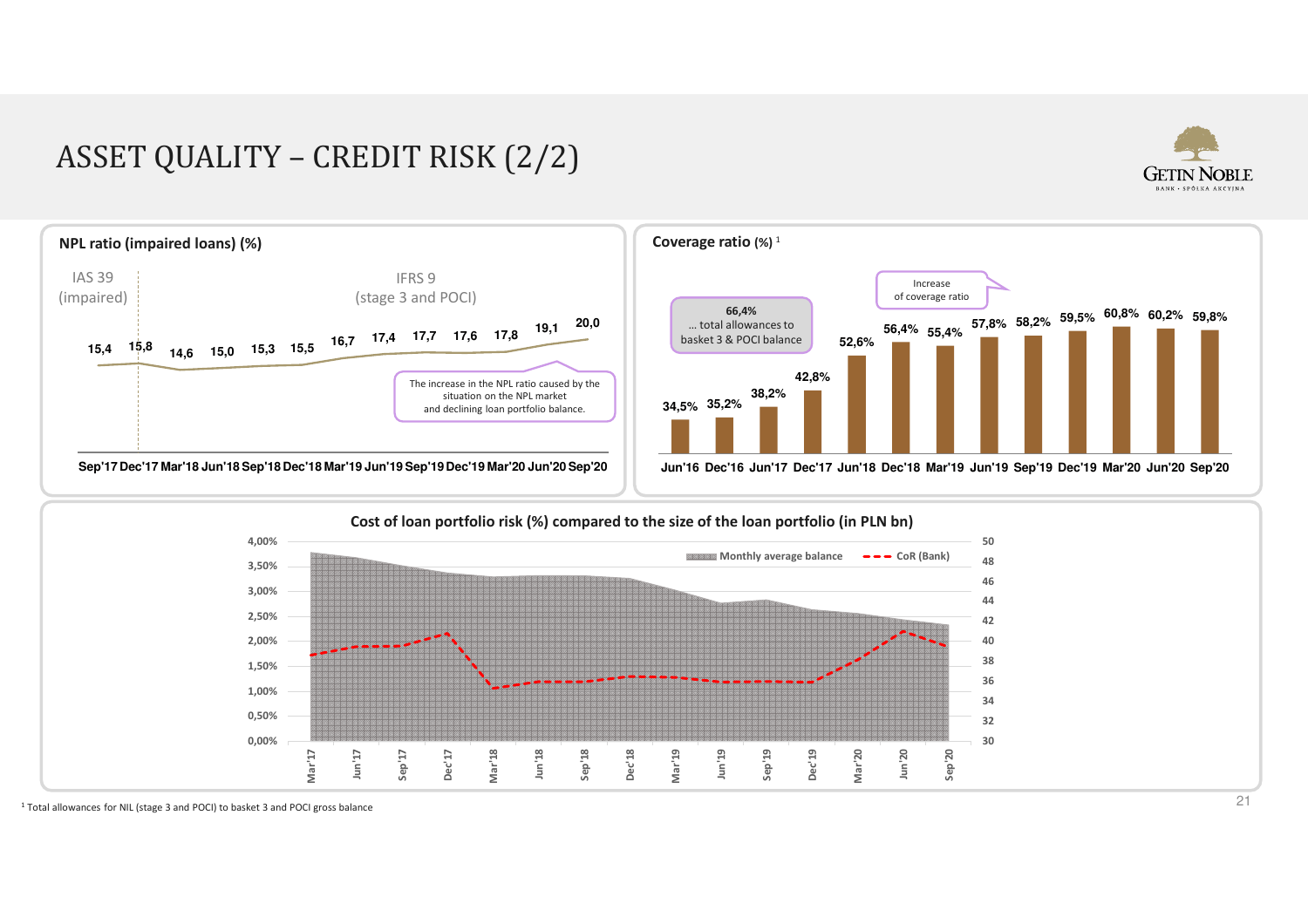# ASSET QUALITY – CREDIT RISK (2/2)

**NPL ratio (impaired loans) (%)**

IAS 39 (impaired)

IFRS 9 (stage 3 and POCI)

15,4 15,8 14,6 15,0 15,3 15,5 16,7 17,4 17,7 17,6 17,8 19,1 20,0

Sep'17 Dec'17 Mar'18 Jun'18 Sep'18 Dec'18 Mar'19 Jun'19 Sep'19 Dec'19 Mar'20 Jun'20 Sep'20

The increase in the NPL ratio caused by the situation on the NPL market and declining loan portfolio balance.

**Coverage ratio (%)** [1]

66,4% … total allowances to basket 3 & POCI balance

Increase of coverage ratio

34,5% 35,2% 38,2% 42,8% 52,6% 56,4% 55,4% 57,8% 58,2% 59,5% 60,8% 60,2% 59,8%

Jun'16 Dec'16 Jun'17 Dec'17 Jun'18 Dec'18 Mar'19 Jun'19 Sep'19 Dec'19 Mar'20 Jun'20 Sep'20

**Cost of loan portfolio risk (%) compared to the size of the loan portfolio (in PLN bn)**

Monthly average balance — CoR (Bank)

4,00% 3,50% 3,00% 2,50% 2,00% 1,50% 1,00% 0,50% 0,00%

50 48 46 44 42 40 38 36 34 32 30

Mar'17 Jun'17 Sep'17 Dec'17 Mar'18 Jun'18 Sep'18 Dec'18 Mar'19 Jun'19 Sep'19 Dec'19 Mar'20 Jun'20 Sep'20

[1] Total allowances for NIL (stage 3 and POCI) to basket 3 and POCI gross balance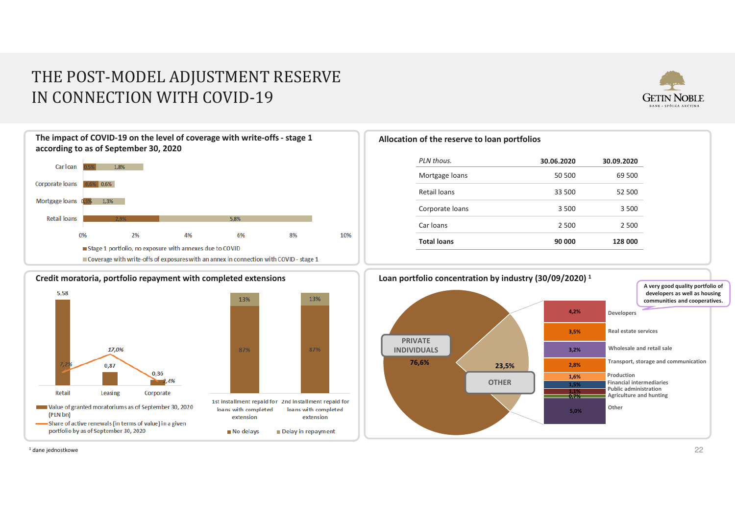# THE POST-MODEL ADJUSTMENT RESERVE IN CONNECTION WITH COVID-19

GETIN NOBLE BANK • SPÓŁKA AKCYJNA

## The impact of COVID-19 on the level of coverage with write-offs - stage 1 according to as of September 30, 2020

Car loan 0,5% 1,8%
Corporate loans 0,6% 0,6%
Mortgage loans 0,3% 1,3%
Retail loans 2,9% 5,8%

0% 2% 4% 6% 8% 10%

Stage 1 portfolio, no exposure with annexes due to COVID
Coverage with write-offs of exposures with an annex in connection with COVID - stage 1

## Allocation of the reserve to loan portfolios

| *PLN thous.* | 30.06.2020 | 30.09.2020 |
|---|---|---|
| Mortgage loans | 50 500 | 69 500 |
| Retail loans | 33 500 | 52 500 |
| Corporate loans | 3 500 | 3 500 |
| Car loans | 2 500 | 2 500 |
| **Total loans** | **90 000** | **128 000** |

## Credit moratoria, portfolio repayment with completed extensions

Retail 5,58 7,2%
Leasing 0,87 17,0%
Corporate 0,36 2,4%

Value of granted moratoriums as of September 30, 2020 (PLN bn)
Share of active renewals (in terms of value) in a given portfolio by as of September 30, 2020

1st installment repaid for loans with completed extension: 87% 13%
2nd installment repaid for loans with completed extension: 87% 13%

No delays
Delay in repayment

## Loan portfolio concentration by industry (30/09/2020) [1]

PRIVATE INDIVIDUALS 76,6%
OTHER 23,5%

4,2% Developers
3,5% Real estate services
3,2% Wholesale and retail sale
2,8% Transport, storage and communication
1,6% Production
1,5% Financial intermediaries
1,1% Public administration
0,7% Agriculture and hunting
5,0% Other

A very good quality portfolio of developers as well as housing communities and cooperatives.

[1] dane jednostkowe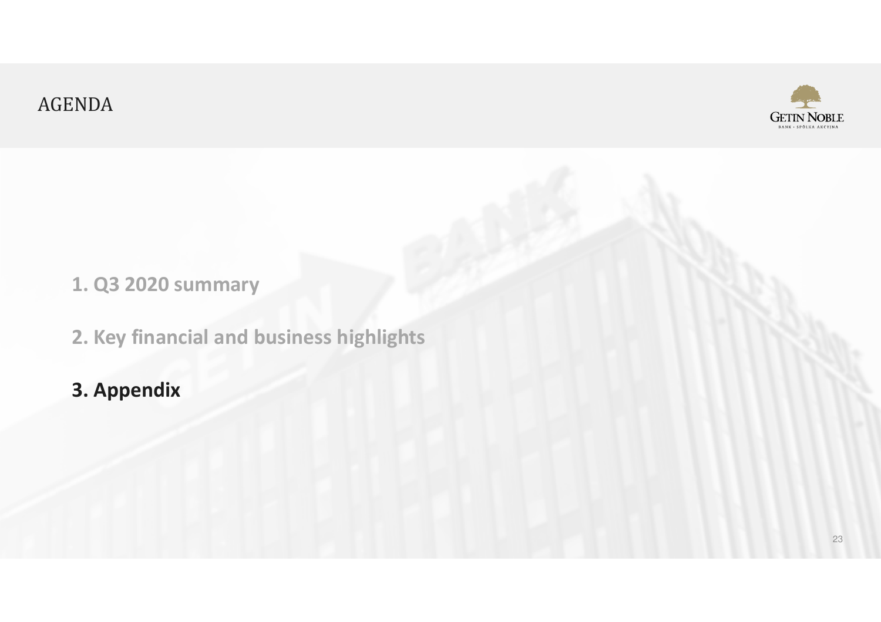# AGENDA

1. Q3 2020 summary

2. Key financial and business highlights

3. **Appendix**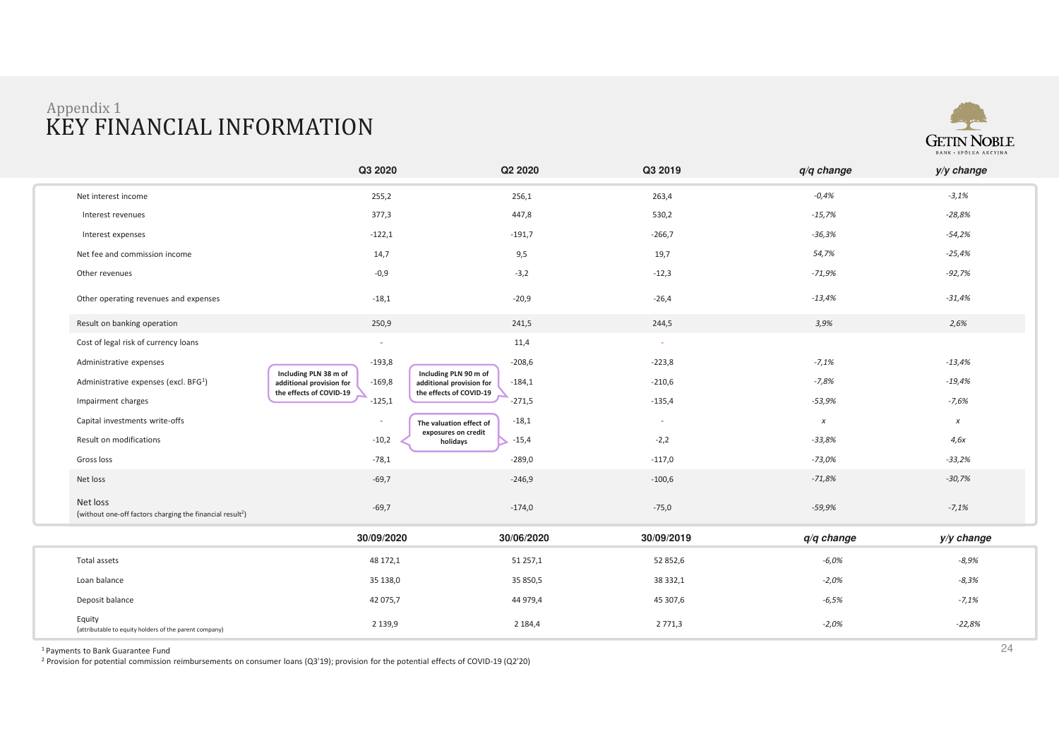Appendix 1

# KEY FINANCIAL INFORMATION

| | Q3 2020 | Q2 2020 | Q3 2019 | q/q change | y/y change |
|---|---|---|---|---|---|
| Net interest income | 255,2 | 256,1 | 263,4 | -0,4% | -3,1% |
| Interest revenues | 377,3 | 447,8 | 530,2 | -15,7% | -28,8% |
| Interest expenses | -122,1 | -191,7 | -266,7 | -36,3% | -54,2% |
| Net fee and commission income | 14,7 | 9,5 | 19,7 | 54,7% | -25,4% |
| Other revenues | -0,9 | -3,2 | -12,3 | -71,9% | -92,7% |
| Other operating revenues and expenses | -18,1 | -20,9 | -26,4 | -13,4% | -31,4% |
| Result on banking operation | 250,9 | 241,5 | 244,5 | 3,9% | 2,6% |
| Cost of legal risk of currency loans | - | 11,4 | - | | |
| Administrative expenses | -193,8 | -208,6 | -223,8 | -7,1% | -13,4% |
| Administrative expenses (excl. BFG[1]) | -169,8 | -184,1 | -210,6 | -7,8% | -19,4% |
| Impairment charges | -125,1 | -271,5 | -135,4 | -53,9% | -7,6% |
| Capital investments write-offs | - | -18,1 | - | x | x |
| Result on modifications | -10,2 | -15,4 | -2,2 | -33,8% | 4,6x |
| Gross loss | -78,1 | -289,0 | -117,0 | -73,0% | -33,2% |
| Net loss | -69,7 | -246,9 | -100,6 | -71,8% | -30,7% |
| Net loss (without one-off factors charging the financial result[2]) | -69,7 | -174,0 | -75,0 | -59,9% | -7,1% |

Including PLN 38 m of additional provision for the effects of COVID-19 (Q3 2020 impairment charges)

Including PLN 90 m of additional provision for the effects of COVID-19 (Q2 2020 impairment charges)

The valuation effect of exposures on credit holidays (result on modifications)

| | 30/09/2020 | 30/06/2020 | 30/09/2019 | q/q change | y/y change |
|---|---|---|---|---|---|
| Total assets | 48 172,1 | 51 257,1 | 52 852,6 | -6,0% | -8,9% |
| Loan balance | 35 138,0 | 35 850,5 | 38 332,1 | -2,0% | -8,3% |
| Deposit balance | 42 075,7 | 44 979,4 | 45 307,6 | -6,5% | -7,1% |
| Equity (attributable to equity holders of the parent company) | 2 139,9 | 2 184,4 | 2 771,3 | -2,0% | -22,8% |

[1] Payments to Bank Guarantee Fund

[2] Provision for potential commission reimbursements on consumer loans (Q3'19); provision for the potential effects of COVID-19 (Q2'20)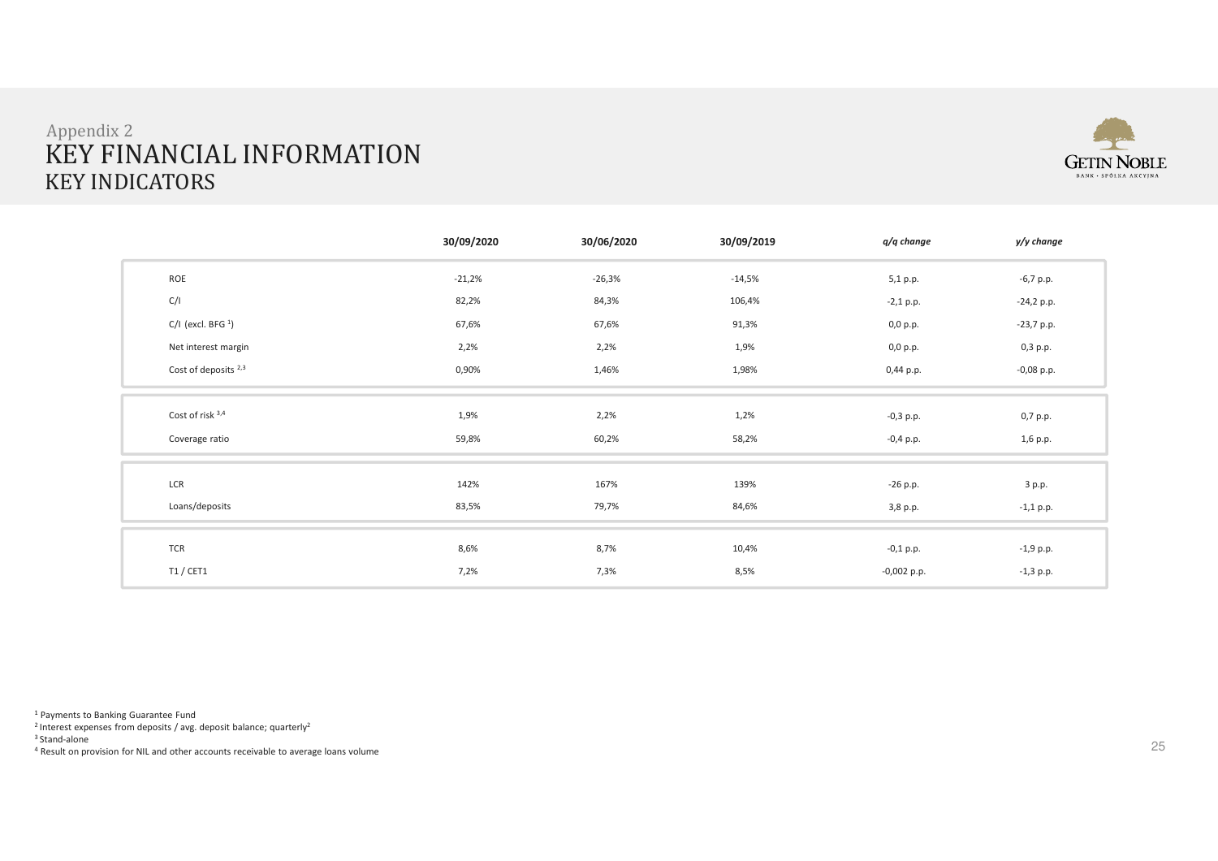Appendix 2

# KEY FINANCIAL INFORMATION

## KEY INDICATORS

| | 30/09/2020 | 30/06/2020 | 30/09/2019 | *q/q change* | *y/y change* |
|---|---|---|---|---|---|
| ROE | -21,2% | -26,3% | -14,5% | 5,1 p.p. | -6,7 p.p. |
| C/I | 82,2% | 84,3% | 106,4% | -2,1 p.p. | -24,2 p.p. |
| C/I (excl. BFG [1]) | 67,6% | 67,6% | 91,3% | 0,0 p.p. | -23,7 p.p. |
| Net interest margin | 2,2% | 2,2% | 1,9% | 0,0 p.p. | 0,3 p.p. |
| Cost of deposits [2,3] | 0,90% | 1,46% | 1,98% | 0,44 p.p. | -0,08 p.p. |
| Cost of risk [3,4] | 1,9% | 2,2% | 1,2% | -0,3 p.p. | 0,7 p.p. |
| Coverage ratio | 59,8% | 60,2% | 58,2% | -0,4 p.p. | 1,6 p.p. |
| LCR | 142% | 167% | 139% | -26 p.p. | 3 p.p. |
| Loans/deposits | 83,5% | 79,7% | 84,6% | 3,8 p.p. | -1,1 p.p. |
| TCR | 8,6% | 8,7% | 10,4% | -0,1 p.p. | -1,9 p.p. |
| T1 / CET1 | 7,2% | 7,3% | 8,5% | -0,002 p.p. | -1,3 p.p. |

[1] Payments to Banking Guarantee Fund

[2] Interest expenses from deposits / avg. deposit balance; quarterly[2]

[3] Stand-alone

[4] Result on provision for NIL and other accounts receivable to average loans volume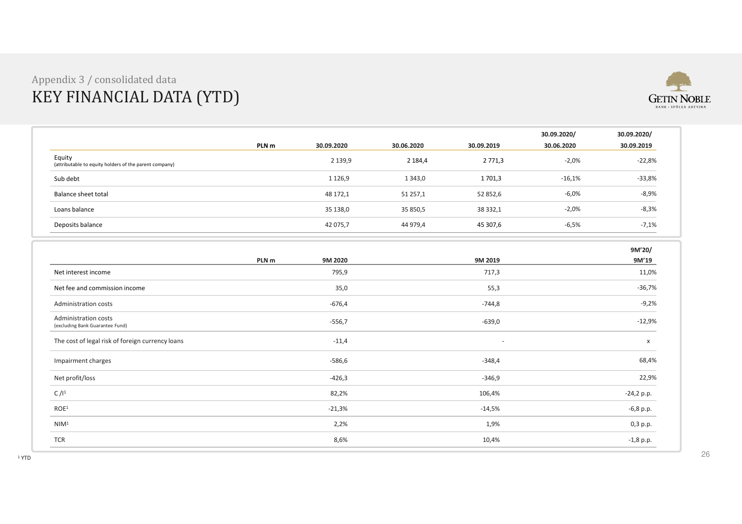Appendix 3 / consolidated data

# KEY FINANCIAL DATA (YTD)

| PLN m | 30.09.2020 | 30.06.2020 | 30.09.2019 | 30.09.2020/ 30.06.2020 | 30.09.2020/ 30.09.2019 |
|---|---|---|---|---|---|
| Equity (attributable to equity holders of the parent company) | 2 139,9 | 2 184,4 | 2 771,3 | -2,0% | -22,8% |
| Sub debt | 1 126,9 | 1 343,0 | 1 701,3 | -16,1% | -33,8% |
| Balance sheet total | 48 172,1 | 51 257,1 | 52 852,6 | -6,0% | -8,9% |
| Loans balance | 35 138,0 | 35 850,5 | 38 332,1 | -2,0% | -8,3% |
| Deposits balance | 42 075,7 | 44 979,4 | 45 307,6 | -6,5% | -7,1% |

| PLN m | 9M 2020 | 9M 2019 | 9M'20/ 9M'19 |
|---|---|---|---|
| Net interest income | 795,9 | 717,3 | 11,0% |
| Net fee and commission income | 35,0 | 55,3 | -36,7% |
| Administration costs | -676,4 | -744,8 | -9,2% |
| Administration costs (excluding Bank Guarantee Fund) | -556,7 | -639,0 | -12,9% |
| The cost of legal risk of foreign currency loans | -11,4 | - | x |
| Impairment charges | -586,6 | -348,4 | 68,4% |
| Net profit/loss | -426,3 | -346,9 | 22,9% |
| C /I[1] | 82,2% | 106,4% | -24,2 p.p. |
| ROE[1] | -21,3% | -14,5% | -6,8 p.p. |
| NIM[1] | 2,2% | 1,9% | 0,3 p.p. |
| TCR | 8,6% | 10,4% | -1,8 p.p. |

[1] YTD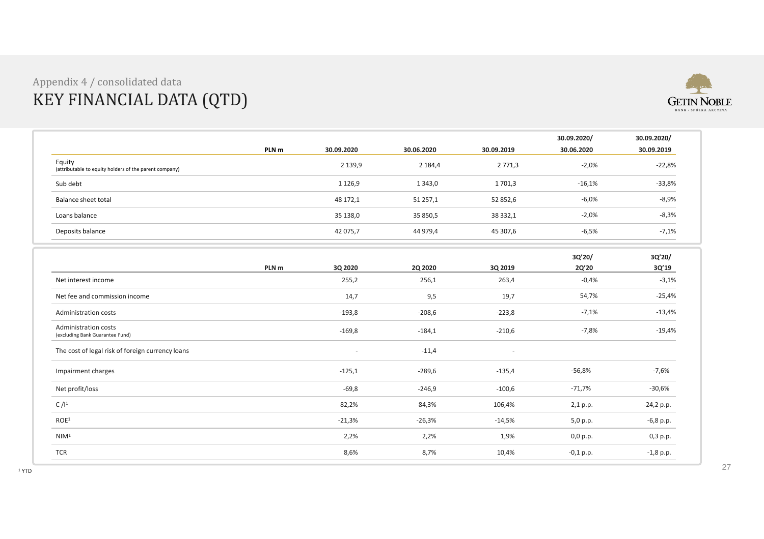Appendix 4 / consolidated data

# KEY FINANCIAL DATA (QTD)

| PLN m | 30.09.2020 | 30.06.2020 | 30.09.2019 | 30.09.2020/ 30.06.2020 | 30.09.2020/ 30.09.2019 |
|---|---|---|---|---|---|
| Equity (attributable to equity holders of the parent company) | 2 139,9 | 2 184,4 | 2 771,3 | -2,0% | -22,8% |
| Sub debt | 1 126,9 | 1 343,0 | 1 701,3 | -16,1% | -33,8% |
| Balance sheet total | 48 172,1 | 51 257,1 | 52 852,6 | -6,0% | -8,9% |
| Loans balance | 35 138,0 | 35 850,5 | 38 332,1 | -2,0% | -8,3% |
| Deposits balance | 42 075,7 | 44 979,4 | 45 307,6 | -6,5% | -7,1% |

| PLN m | 3Q 2020 | 2Q 2020 | 3Q 2019 | 3Q'20/ 2Q'20 | 3Q'20/ 3Q'19 |
|---|---|---|---|---|---|
| Net interest income | 255,2 | 256,1 | 263,4 | -0,4% | -3,1% |
| Net fee and commission income | 14,7 | 9,5 | 19,7 | 54,7% | -25,4% |
| Administration costs | -193,8 | -208,6 | -223,8 | -7,1% | -13,4% |
| Administration costs (excluding Bank Guarantee Fund) | -169,8 | -184,1 | -210,6 | -7,8% | -19,4% |
| The cost of legal risk of foreign currency loans | - | -11,4 | - | | |
| Impairment charges | -125,1 | -289,6 | -135,4 | -56,8% | -7,6% |
| Net profit/loss | -69,8 | -246,9 | -100,6 | -71,7% | -30,6% |
| C /I[1] | 82,2% | 84,3% | 106,4% | 2,1 p.p. | -24,2 p.p. |
| ROE[1] | -21,3% | -26,3% | -14,5% | 5,0 p.p. | -6,8 p.p. |
| NIM[1] | 2,2% | 2,2% | 1,9% | 0,0 p.p. | 0,3 p.p. |
| TCR | 8,6% | 8,7% | 10,4% | -0,1 p.p. | -1,8 p.p. |

[1] YTD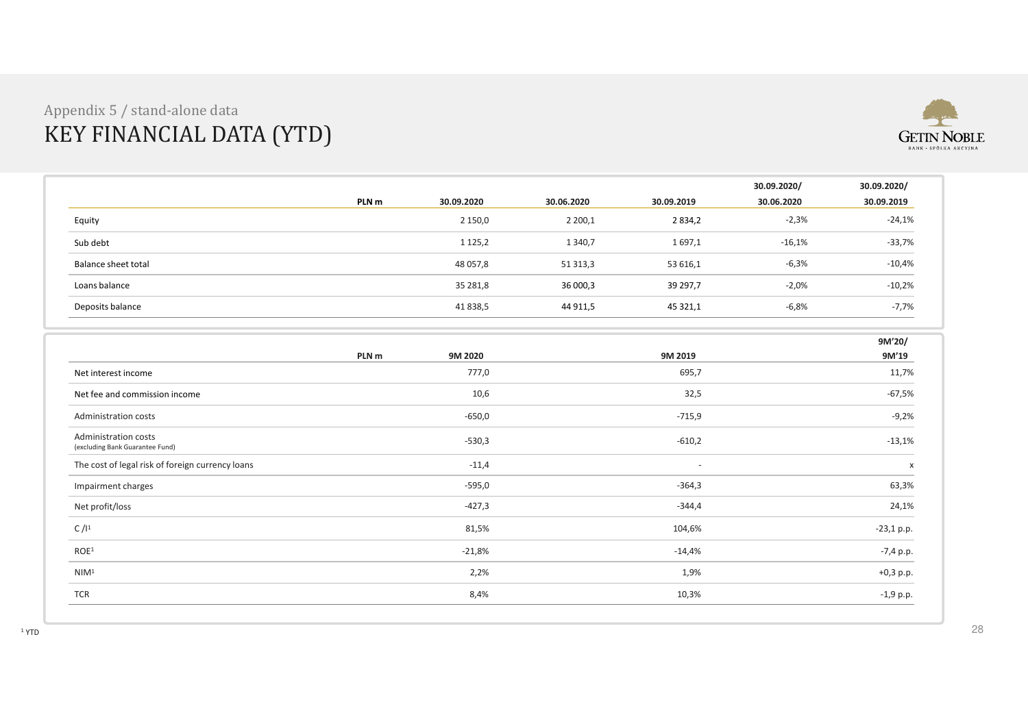Appendix 5 / stand-alone data

# KEY FINANCIAL DATA (YTD)

| PLN m | 30.09.2020 | 30.06.2020 | 30.09.2019 | 30.09.2020/ 30.06.2020 | 30.09.2020/ 30.09.2019 |
|---|---|---|---|---|---|
| Equity | 2 150,0 | 2 200,1 | 2 834,2 | -2,3% | -24,1% |
| Sub debt | 1 125,2 | 1 340,7 | 1 697,1 | -16,1% | -33,7% |
| Balance sheet total | 48 057,8 | 51 313,3 | 53 616,1 | -6,3% | -10,4% |
| Loans balance | 35 281,8 | 36 000,3 | 39 297,7 | -2,0% | -10,2% |
| Deposits balance | 41 838,5 | 44 911,5 | 45 321,1 | -6,8% | -7,7% |

| PLN m | 9M 2020 | 9M 2019 | 9M'20/ 9M'19 |
|---|---|---|---|
| Net interest income | 777,0 | 695,7 | 11,7% |
| Net fee and commission income | 10,6 | 32,5 | -67,5% |
| Administration costs | -650,0 | -715,9 | -9,2% |
| Administration costs (excluding Bank Guarantee Fund) | -530,3 | -610,2 | -13,1% |
| The cost of legal risk of foreign currency loans | -11,4 | - | x |
| Impairment charges | -595,0 | -364,3 | 63,3% |
| Net profit/loss | -427,3 | -344,4 | 24,1% |
| C /I[1] | 81,5% | 104,6% | -23,1 p.p. |
| ROE[1] | -21,8% | -14,4% | -7,4 p.p. |
| NIM[1] | 2,2% | 1,9% | +0,3 p.p. |
| TCR | 8,4% | 10,3% | -1,9 p.p. |

[1] YTD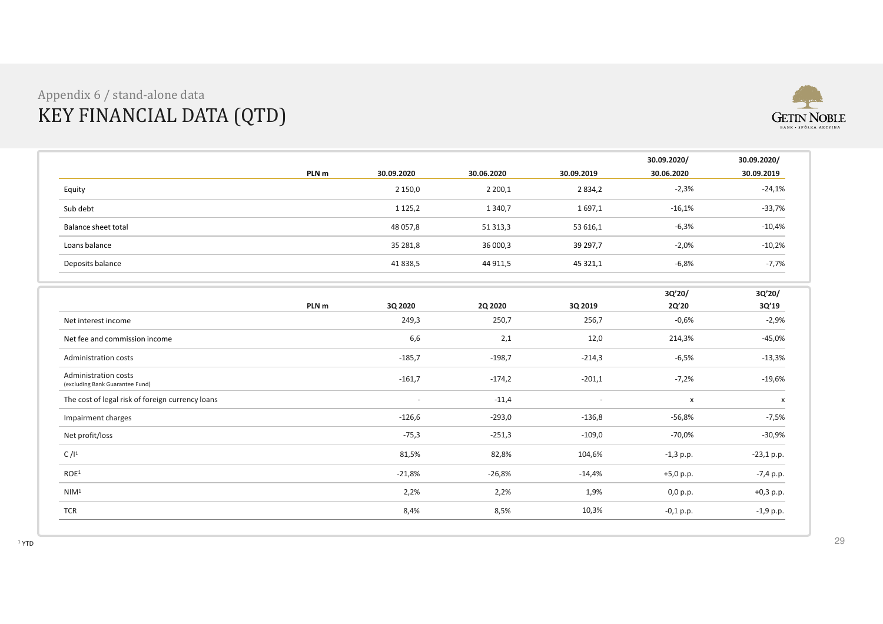Appendix 6 / stand-alone data

# KEY FINANCIAL DATA (QTD)

| PLN m | 30.09.2020 | 30.06.2020 | 30.09.2019 | 30.09.2020/ 30.06.2020 | 30.09.2020/ 30.09.2019 |
|---|---|---|---|---|---|
| Equity | 2 150,0 | 2 200,1 | 2 834,2 | -2,3% | -24,1% |
| Sub debt | 1 125,2 | 1 340,7 | 1 697,1 | -16,1% | -33,7% |
| Balance sheet total | 48 057,8 | 51 313,3 | 53 616,1 | -6,3% | -10,4% |
| Loans balance | 35 281,8 | 36 000,3 | 39 297,7 | -2,0% | -10,2% |
| Deposits balance | 41 838,5 | 44 911,5 | 45 321,1 | -6,8% | -7,7% |

| PLN m | 3Q 2020 | 2Q 2020 | 3Q 2019 | 3Q'20/ 2Q'20 | 3Q'20/ 3Q'19 |
|---|---|---|---|---|---|
| Net interest income | 249,3 | 250,7 | 256,7 | -0,6% | -2,9% |
| Net fee and commission income | 6,6 | 2,1 | 12,0 | 214,3% | -45,0% |
| Administration costs | -185,7 | -198,7 | -214,3 | -6,5% | -13,3% |
| Administration costs (excluding Bank Guarantee Fund) | -161,7 | -174,2 | -201,1 | -7,2% | -19,6% |
| The cost of legal risk of foreign currency loans | - | -11,4 | - | x | x |
| Impairment charges | -126,6 | -293,0 | -136,8 | -56,8% | -7,5% |
| Net profit/loss | -75,3 | -251,3 | -109,0 | -70,0% | -30,9% |
| C /I[1] | 81,5% | 82,8% | 104,6% | -1,3 p.p. | -23,1 p.p. |
| ROE[1] | -21,8% | -26,8% | -14,4% | +5,0 p.p. | -7,4 p.p. |
| NIM[1] | 2,2% | 2,2% | 1,9% | 0,0 p.p. | +0,3 p.p. |
| TCR | 8,4% | 8,5% | 10,3% | -0,1 p.p. | -1,9 p.p. |

[1] YTD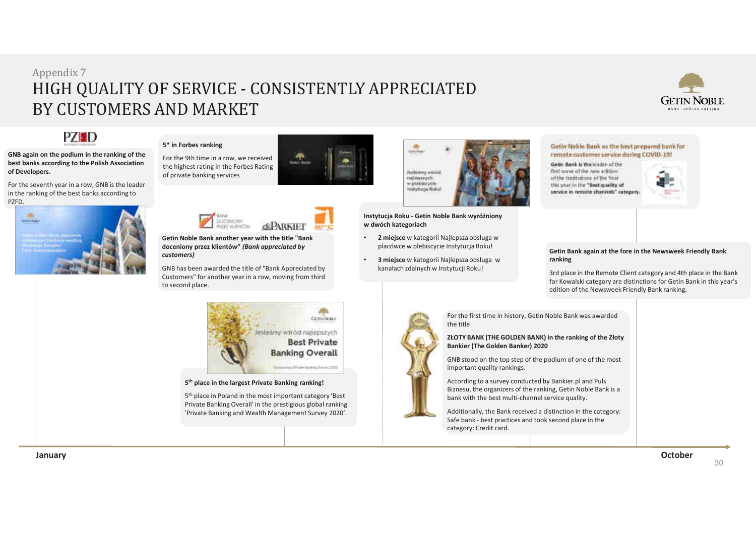Appendix 7

# HIGH QUALITY OF SERVICE - CONSISTENTLY APPRECIATED BY CUSTOMERS AND MARKET

**GNB again on the podium in the ranking of the best banks according to the Polish Association of Developers.**

For the seventh year in a row, GNB is the leader in the ranking of the best banks according to PZFD.

**5* in Forbes ranking**

For the 9th time in a row, we received the highest rating in the Forbes Rating of private banking services

**Getin Noble Bank another year with the title "Bank doceniony przez klientów"** ***(Bank appreciated by customers)***

GNB has been awarded the title of "Bank Appreciated by Customers" for another year in a row, moving from third to second place.

**5th place in the largest Private Banking ranking!**

5th place in Poland in the most important category 'Best Private Banking Overall' in the prestigious global ranking 'Private Banking and Wealth Management Survey 2020'.

**Instytucja Roku - Getin Noble Bank wyróżniony w dwóch kategoriach**

- **2 miejsce** w kategorii Najlepsza obsługa w placówce w plebiscycie Instytucja Roku!
- **3 miejsce** w kategorii Najlepsza obsługa w kanałach zdalnych w Instytucji Roku!

For the first time in history, Getin Noble Bank was awarded the title

**ZŁOTY BANK (THE GOLDEN BANK) in the ranking of the Złoty Bankier (The Golden Banker) 2020**

GNB stood on the top step of the podium of one of the most important quality rankings.

According to a survey conducted by Bankier.pl and Puls Biznesu, the organizers of the ranking, Getin Noble Bank is a bank with the best multi-channel service quality.

Additionally, the Bank received a distinction in the category: Safe bank - best practices and took second place in the category: Credit card.

**Getin Noble Bank as the best prepared bank for remote customer service during COVID-19!**

Getin Bank is the leader of the first wave of the new edition of the Institutions of the Year this year in the "Best quality of service in remote channels" category.

**Getin Bank again at the fore in the Newsweek Friendly Bank ranking**

3rd place in the Remote Client category and 4th place in the Bank for Kowalski category are distinctions for Getin Bank in this year's edition of the Newsweek Friendly Bank ranking.

January

October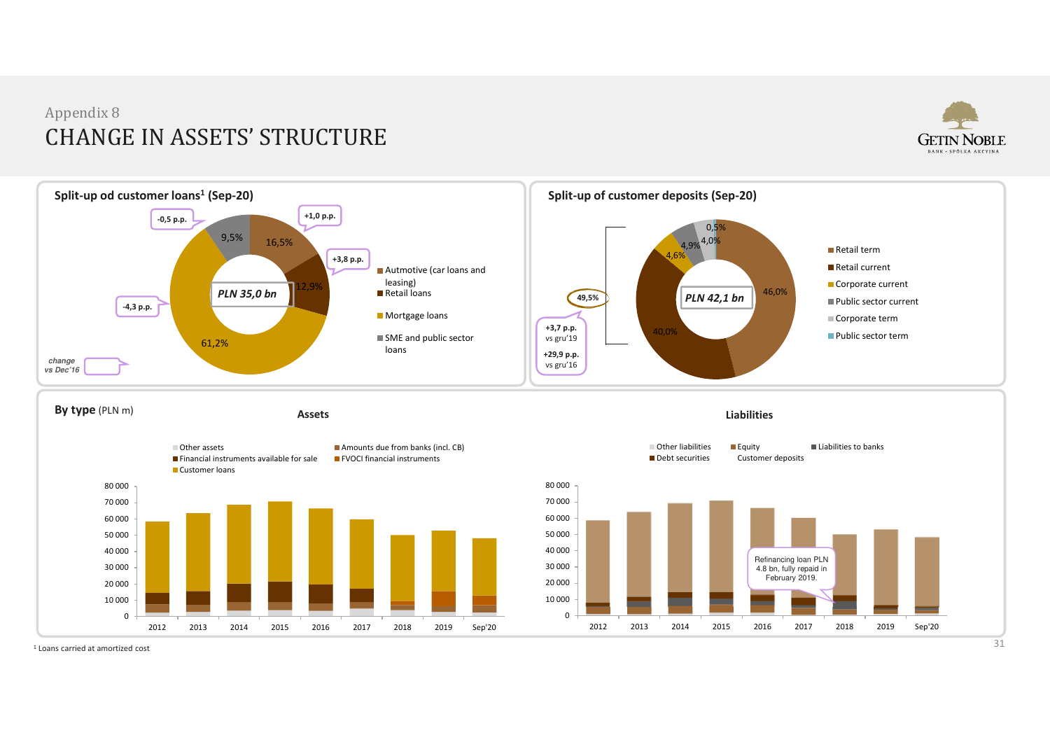Appendix 8

# CHANGE IN ASSETS' STRUCTURE

## Split-up od customer loans[1] (Sep-20)

-0,5 p.p.
+1,0 p.p.
+3,8 p.p.
-4,3 p.p.

9,5%
16,5%
12,9%
61,2%

PLN 35,0 bn

*change vs Dec'16*

- Autmotive (car loans and leasing)
- Retail loans
- Mortgage loans
- SME and public sector loans

## Split-up of customer deposits (Sep-20)

0,5%
4,0%
4,9%
4,6%
46,0%
40,0%

PLN 42,1 bn

49,5%

+3,7 p.p. vs gru'19

+29,9 p.p. vs gru'16

- Retail term
- Retail current
- Corporate current
- Public sector current
- Corporate term
- Public sector term

## By type (PLN m)

### Assets

- Other assets
- Amounts due from banks (incl. CB)
- Financial instruments available for sale
- FVOCI financial instruments
- Customer loans

80 000
70 000
60 000
50 000
40 000
30 000
20 000
10 000
0

2012 2013 2014 2015 2016 2017 2018 2019 Sep'20

### Liabilities

- Other liabilities
- Equity
- Liabilities to banks
- Debt securities
- Customer deposits

80 000
70 000
60 000
50 000
40 000
30 000
20 000
10 000
0

2012 2013 2014 2015 2016 2017 2018 2019 Sep'20

Refinancing loan PLN 4.8 bn, fully repaid in February 2019.

[1] Loans carried at amortized cost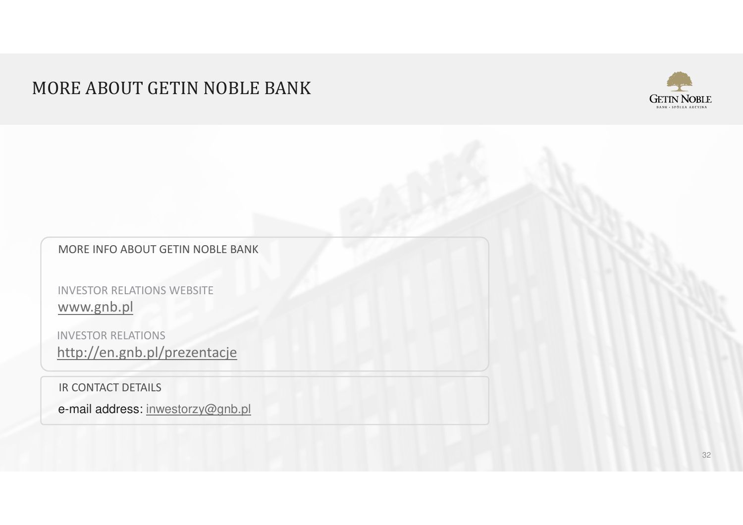# MORE ABOUT GETIN NOBLE BANK

## MORE INFO ABOUT GETIN NOBLE BANK

INVESTOR RELATIONS WEBSITE

www.gnb.pl

INVESTOR RELATIONS

http://en.gnb.pl/prezentacje

## IR CONTACT DETAILS

e-mail address: inwestorzy@gnb.pl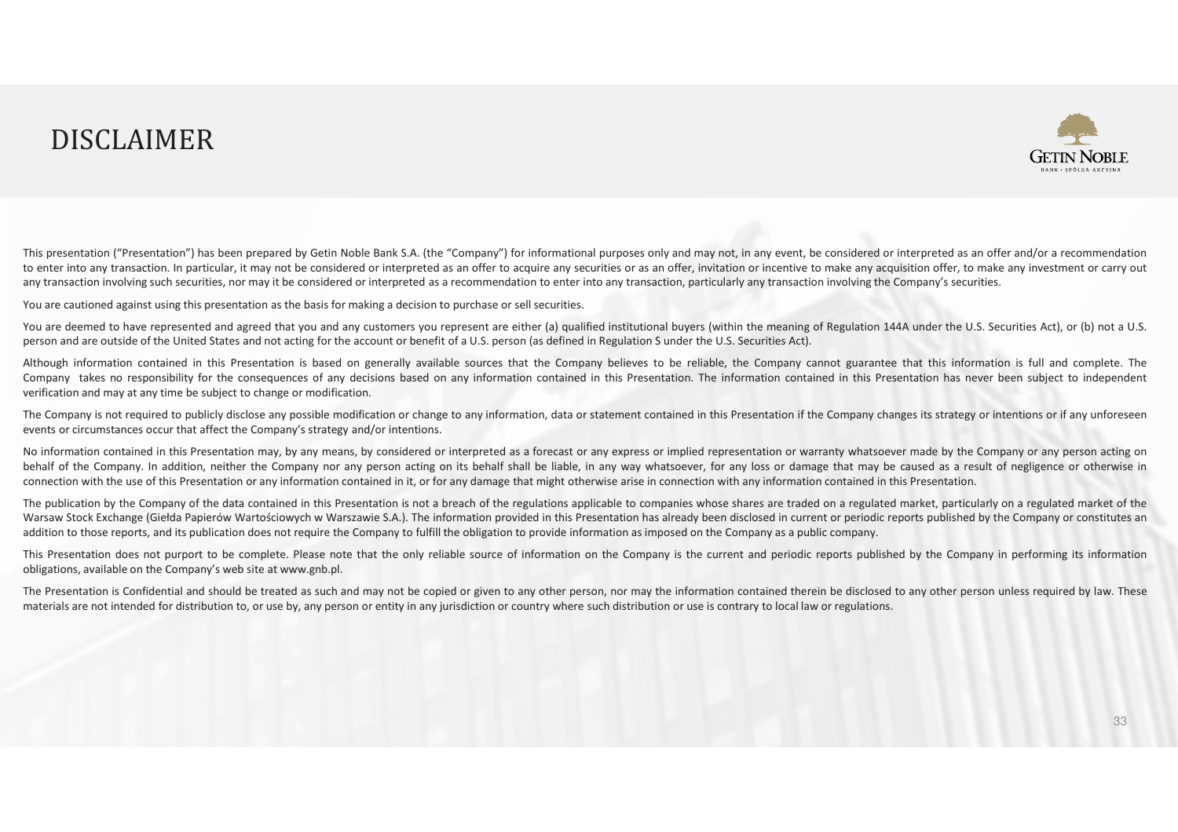# DISCLAIMER

This presentation ("Presentation") has been prepared by Getin Noble Bank S.A. (the "Company") for informational purposes only and may not, in any event, be considered or interpreted as an offer and/or a recommendation to enter into any transaction. In particular, it may not be considered or interpreted as an offer to acquire any securities or as an offer, invitation or incentive to make any acquisition offer, to make any investment or carry out any transaction involving such securities, nor may it be considered or interpreted as a recommendation to enter into any transaction, particularly any transaction involving the Company's securities.

You are cautioned against using this presentation as the basis for making a decision to purchase or sell securities.

You are deemed to have represented and agreed that you and any customers you represent are either (a) qualified institutional buyers (within the meaning of Regulation 144A under the U.S. Securities Act), or (b) not a U.S. person and are outside of the United States and not acting for the account or benefit of a U.S. person (as defined in Regulation S under the U.S. Securities Act).

Although information contained in this Presentation is based on generally available sources that the Company believes to be reliable, the Company cannot guarantee that this information is full and complete. The Company takes no responsibility for the consequences of any decisions based on any information contained in this Presentation. The information contained in this Presentation has never been subject to independent verification and may at any time be subject to change or modification.

The Company is not required to publicly disclose any possible modification or change to any information, data or statement contained in this Presentation if the Company changes its strategy or intentions or if any unforeseen events or circumstances occur that affect the Company's strategy and/or intentions.

No information contained in this Presentation may, by any means, by considered or interpreted as a forecast or any express or implied representation or warranty whatsoever made by the Company or any person acting on behalf of the Company. In addition, neither the Company nor any person acting on its behalf shall be liable, in any way whatsoever, for any loss or damage that may be caused as a result of negligence or otherwise in connection with the use of this Presentation or any information contained in it, or for any damage that might otherwise arise in connection with any information contained in this Presentation.

The publication by the Company of the data contained in this Presentation is not a breach of the regulations applicable to companies whose shares are traded on a regulated market, particularly on a regulated market of the Warsaw Stock Exchange (Giełda Papierów Wartościowych w Warszawie S.A.). The information provided in this Presentation has already been disclosed in current or periodic reports published by the Company or constitutes an addition to those reports, and its publication does not require the Company to fulfill the obligation to provide information as imposed on the Company as a public company.

This Presentation does not purport to be complete. Please note that the only reliable source of information on the Company is the current and periodic reports published by the Company in performing its information obligations, available on the Company's web site at www.gnb.pl.

The Presentation is Confidential and should be treated as such and may not be copied or given to any other person, nor may the information contained therein be disclosed to any other person unless required by law. These materials are not intended for distribution to, or use by, any person or entity in any jurisdiction or country where such distribution or use is contrary to local law or regulations.